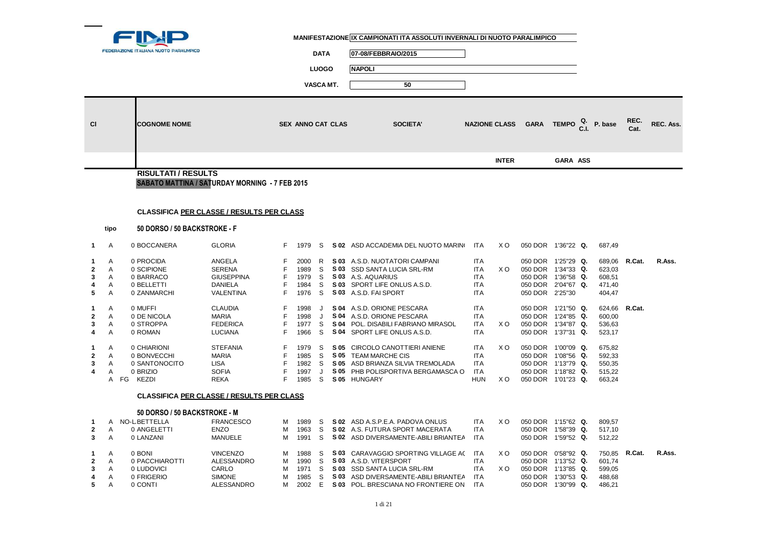FEDERAZIONE ITALIANA NUOTO PARALIMPICO

**MANIFESTAZIONE** IX CAMPIONATI ITA ASSOLUTI INVERNALI DI NUOTO PARALIMPICO

**DATA** 07-08/FEBBRAIO/2015

**LUOGO** NAPOLI

**VASCA MT.** 50

## RISULTATI / RESULTS

**SABATO MATTINA / SATURDAY MORNING - 7 FEB 2015**

### CLASSIFICA PER CLASSE / RESULTS PER CLASS

**50 DORSO / 50 BACKSTROKE - F**

| Cl | tipo | COGNOME NOME | | SEX | ANNO | CAT | CLAS | SOCIETA' | NAZIONE | CLASS INTER | GARA | TEMPO GARA | Q. C.I. | P. base | REC. Cat. | REC. Ass. |
|---|---|---|---|---|---|---|---|---|---|---|---|---|---|---|---|---|
| 1 | A | 0 BOCCANERA | GLORIA | F | 1979 | S | S 02 | ASD ACCADEMIA DEL NUOTO MARIN( | ITA | X O | 050 DOR | 1'36"22 | Q. | 687,49 | | |
| 1 | A | 0 PROCIDA | ANGELA | F | 2000 | R | S 03 | A.S.D. NUOTATORI CAMPANI | ITA | | 050 DOR | 1'25"29 | Q. | 689,06 | R.Cat. | R.Ass. |
| 2 | A | 0 SCIPIONE | SERENA | F | 1989 | S | S 03 | SSD SANTA LUCIA SRL-RM | ITA | X O | 050 DOR | 1'34"33 | Q. | 623,03 | | |
| 3 | A | 0 BARRACO | GIUSEPPINA | F | 1979 | S | S 03 | A.S. AQUARIUS | ITA | | 050 DOR | 1'36"58 | Q. | 608,51 | | |
| 4 | A | 0 BELLETTI | DANIELA | F | 1984 | S | S 03 | SPORT LIFE ONLUS A.S.D. | ITA | | 050 DOR | 2'04"67 | Q. | 471,40 | | |
| 5 | A | 0 ZANMARCHI | VALENTINA | F | 1976 | S | S 03 | A.S.D. FAI SPORT | ITA | | 050 DOR | 2'25"30 | | 404,47 | | |
| 1 | A | 0 MUFFI | CLAUDIA | F | 1998 | J | S 04 | A.S.D. ORIONE PESCARA | ITA | | 050 DOR | 1'21"50 | Q. | 624,66 | R.Cat. | |
| 2 | A | 0 DE NICOLA | MARIA | F | 1998 | J | S 04 | A.S.D. ORIONE PESCARA | ITA | | 050 DOR | 1'24"85 | Q. | 600,00 | | |
| 3 | A | 0 STROPPA | FEDERICA | F | 1977 | S | S 04 | POL. DISABILI FABRIANO MIRASOL | ITA | X O | 050 DOR | 1'34"87 | Q. | 536,63 | | |
| 4 | A | 0 ROMAN | LUCIANA | F | 1966 | S | S 04 | SPORT LIFE ONLUS A.S.D. | ITA | | 050 DOR | 1'37"31 | Q. | 523,17 | | |
| 1 | A | 0 CHIARIONI | STEFANIA | F | 1979 | S | S 05 | CIRCOLO CANOTTIERI ANIENE | ITA | X O | 050 DOR | 1'00"09 | Q. | 675,82 | | |
| 2 | A | 0 BONVECCHI | MARIA | F | 1985 | S | S 05 | TEAM MARCHE CIS | ITA | | 050 DOR | 1'08"56 | Q. | 592,33 | | |
| 3 | A | 0 SANTONOCITO | LISA | F | 1982 | S | S 05 | ASD BRIANZA SILVIA TREMOLADA | ITA | | 050 DOR | 1'13"79 | Q. | 550,35 | | |
| 4 | A | 0 BRIZIO | SOFIA | F | 1997 | J | S 05 | PHB POLISPORTIVA BERGAMASCA O | ITA | | 050 DOR | 1'18"82 | Q. | 515,22 | | |
| | A | FG KEZDI | REKA | F | 1985 | S | S 05 | HUNGARY | HUN | X O | 050 DOR | 1'01"23 | Q. | 663,24 | | |

### CLASSIFICA PER CLASSE / RESULTS PER CLASS

**50 DORSO / 50 BACKSTROKE - M**

| Cl | tipo | COGNOME NOME | | SEX | ANNO | CAT | CLAS | SOCIETA' | NAZIONE | CLASS INTER | GARA | TEMPO GARA | Q. C.I. | P. base | REC. Cat. | REC. Ass. |
|---|---|---|---|---|---|---|---|---|---|---|---|---|---|---|---|---|
| 1 | A | NO-L.BETTELLA | FRANCESCO | M | 1989 | S | S 02 | ASD A.S.P.E.A. PADOVA ONLUS | ITA | X O | 050 DOR | 1'15"62 | Q. | 809,57 | | |
| 2 | A | 0 ANGELETTI | ENZO | M | 1963 | S | S 02 | A.S. FUTURA SPORT MACERATA | ITA | | 050 DOR | 1'58"39 | Q. | 517,10 | | |
| 3 | A | 0 LANZANI | MANUELE | M | 1991 | S | S 02 | ASD DIVERSAMENTE-ABILI BRIANTEA | ITA | | 050 DOR | 1'59"52 | Q. | 512,22 | | |
| 1 | A | 0 BONI | VINCENZO | M | 1988 | S | S 03 | CARAVAGGIO SPORTING VILLAGE AC | ITA | X O | 050 DOR | 0'58"92 | Q. | 750,85 | R.Cat. | R.Ass. |
| 2 | A | 0 PACCHIAROTTI | ALESSANDRO | M | 1990 | S | S 03 | A.S.D. VITERSPORT | ITA | | 050 DOR | 1'13"52 | Q. | 601,74 | | |
| 3 | A | 0 LUDOVICI | CARLO | M | 1971 | S | S 03 | SSD SANTA LUCIA SRL-RM | ITA | X O | 050 DOR | 1'13"85 | Q. | 599,05 | | |
| 4 | A | 0 FRIGERIO | SIMONE | M | 1985 | S | S 03 | ASD DIVERSAMENTE-ABILI BRIANTEA | ITA | | 050 DOR | 1'30"53 | Q. | 488,68 | | |
| 5 | A | 0 CONTI | ALESSANDRO | M | 2002 | E | S 03 | POL. BRESCIANA NO FRONTIERE ON | ITA | | 050 DOR | 1'30"99 | Q. | 486,21 | | |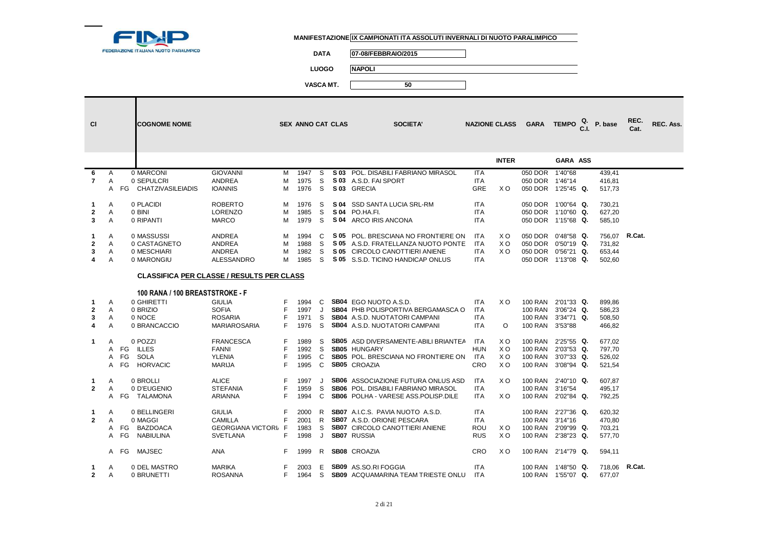**MANIFESTAZIONE** IX CAMPIONATI ITA ASSOLUTI INVERNALI DI NUOTO PARALIMPICO

**DATA** 07-08/FEBBRAIO/2015

**LUOGO** NAPOLI

**VASCA MT.** 50

| Cl | | | COGNOME NOME | | SEX | ANNO | CAT | CLAS | SOCIETA' | NAZIONE | CLASS INTER | GARA | TEMPO GARA | Q. C.I. ASS | P. base | REC. Cat. | REC. Ass. |
|---|---|---|---|---|---|---|---|---|---|---|---|---|---|---|---|---|---|
| 6 | A | | 0 MARCONI | GIOVANNI | M | 1947 | S | S 03 | POL. DISABILI FABRIANO MIRASOL | ITA | | 050 DOR | 1'40"68 | | 439,41 | | |
| 7 | A | | 0 SEPULCRI | ANDREA | M | 1975 | S | S 03 | A.S.D. FAI SPORT | ITA | | 050 DOR | 1'46"14 | | 416,81 | | |
| | A | FG | CHATZIVASILEIADIS | IOANNIS | M | 1976 | S | S 03 | GRECIA | GRE | X O | 050 DOR | 1'25"45 | Q. | 517,73 | | |
| 1 | A | | 0 PLACIDI | ROBERTO | M | 1976 | S | S 04 | SSD SANTA LUCIA SRL-RM | ITA | | 050 DOR | 1'00"64 | Q. | 730,21 | | |
| 2 | A | | 0 BINI | LORENZO | M | 1985 | S | S 04 | PO.HA.FI. | ITA | | 050 DOR | 1'10"60 | Q. | 627,20 | | |
| 3 | A | | 0 RIPANTI | MARCO | M | 1979 | S | S 04 | ARCO IRIS ANCONA | ITA | | 050 DOR | 1'15"68 | Q. | 585,10 | | |
| 1 | A | | 0 MASSUSSI | ANDREA | M | 1994 | C | S 05 | POL. BRESCIANA NO FRONTIERE ON | ITA | X O | 050 DOR | 0'48"58 | Q. | 756,07 | R.Cat. | |
| 2 | A | | 0 CASTAGNETO | ANDREA | M | 1988 | S | S 05 | A.S.D. FRATELLANZA NUOTO PONTE | ITA | X O | 050 DOR | 0'50"19 | Q. | 731,82 | | |
| 3 | A | | 0 MESCHIARI | ANDREA | M | 1982 | S | S 05 | CIRCOLO CANOTTIERI ANIENE | ITA | X O | 050 DOR | 0'56"21 | Q. | 653,44 | | |
| 4 | A | | 0 MARONGIU | ALESSANDRO | M | 1985 | S | S 05 | S.S.D. TICINO HANDICAP ONLUS | ITA | | 050 DOR | 1'13"08 | Q. | 502,60 | | |

**CLASSIFICA PER CLASSE / RESULTS PER CLASS**

**100 RANA / 100 BREASTSTROKE - F**

| Cl | | | COGNOME NOME | | SEX | ANNO | CAT | CLAS | SOCIETA' | NAZIONE | CLASS INTER | GARA | TEMPO GARA | Q. C.I. ASS | P. base | REC. Cat. | REC. Ass. |
|---|---|---|---|---|---|---|---|---|---|---|---|---|---|---|---|---|---|
| 1 | A | | 0 GHIRETTI | GIULIA | F | 1994 | C | SB04 | EGO NUOTO A.S.D. | ITA | X O | 100 RAN | 2'01"33 | Q. | 899,86 | | |
| 2 | A | | 0 BRIZIO | SOFIA | F | 1997 | J | SB04 | PHB POLISPORTIVA BERGAMASCA O | ITA | | 100 RAN | 3'06"24 | Q. | 586,23 | | |
| 3 | A | | 0 NOCE | ROSARIA | F | 1971 | S | SB04 | A.S.D. NUOTATORI CAMPANI | ITA | | 100 RAN | 3'34"71 | Q. | 508,50 | | |
| 4 | A | | 0 BRANCACCIO | MARIAROSARIA | F | 1976 | S | SB04 | A.S.D. NUOTATORI CAMPANI | ITA | O | 100 RAN | 3'53"88 | | 466,82 | | |
| 1 | A | | 0 POZZI | FRANCESCA | F | 1989 | S | SB05 | ASD DIVERSAMENTE-ABILI BRIANTEA | ITA | X O | 100 RAN | 2'25"55 | Q. | 677,02 | | |
| | A | FG | ILLES | FANNI | F | 1992 | S | SB05 | HUNGARY | HUN | X O | 100 RAN | 2'03"53 | Q. | 797,70 | | |
| | A | FG | SOLA | YLENIA | F | 1995 | C | SB05 | POL. BRESCIANA NO FRONTIERE ON | ITA | X O | 100 RAN | 3'07"33 | Q. | 526,02 | | |
| | A | FG | HORVACIC | MARIJA | F | 1995 | C | SB05 | CROAZIA | CRO | X O | 100 RAN | 3'08"94 | Q. | 521,54 | | |
| 1 | A | | 0 BROLLI | ALICE | F | 1997 | J | SB06 | ASSOCIAZIONE FUTURA ONLUS ASD | ITA | X O | 100 RAN | 2'40"10 | Q. | 607,87 | | |
| 2 | A | | 0 D'EUGENIO | STEFANIA | F | 1959 | S | SB06 | POL. DISABILI FABRIANO MIRASOL | ITA | | 100 RAN | 3'16"54 | | 495,17 | | |
| | A | FG | TALAMONA | ARIANNA | F | 1994 | C | SB06 | POLHA - VARESE ASS.POLISP.DILE | ITA | X O | 100 RAN | 2'02"84 | Q. | 792,25 | | |
| 1 | A | | 0 BELLINGERI | GIULIA | F | 2000 | R | SB07 | A.I.C.S. PAVIA NUOTO A.S.D. | ITA | | 100 RAN | 2'27"36 | Q. | 620,32 | | |
| 2 | A | | 0 MAGGI | CAMILLA | F | 2001 | R | SB07 | A.S.D. ORIONE PESCARA | ITA | | 100 RAN | 3'14"16 | | 470,80 | | |
| | A | FG | BAZDOACA | GEORGIANA VICTORI | F | 1983 | S | SB07 | CIRCOLO CANOTTIERI ANIENE | ROU | X O | 100 RAN | 2'09"99 | Q. | 703,21 | | |
| | A | FG | NABIULINA | SVETLANA | F | 1998 | J | SB07 | RUSSIA | RUS | X O | 100 RAN | 2'38"23 | Q. | 577,70 | | |
| | A | FG | MAJSEC | ANA | F | 1999 | R | SB08 | CROAZIA | CRO | X O | 100 RAN | 2'14"79 | Q. | 594,11 | | |
| 1 | A | | 0 DEL MASTRO | MARIKA | F | 2003 | E | SB09 | AS.SO.RI FOGGIA | ITA | | 100 RAN | 1'48"50 | Q. | 718,06 | R.Cat. | |
| 2 | A | | 0 BRUNETTI | ROSANNA | F | 1964 | S | SB09 | ACQUAMARINA TEAM TRIESTE ONLU | ITA | | 100 RAN | 1'55"07 | Q. | 677,07 | | |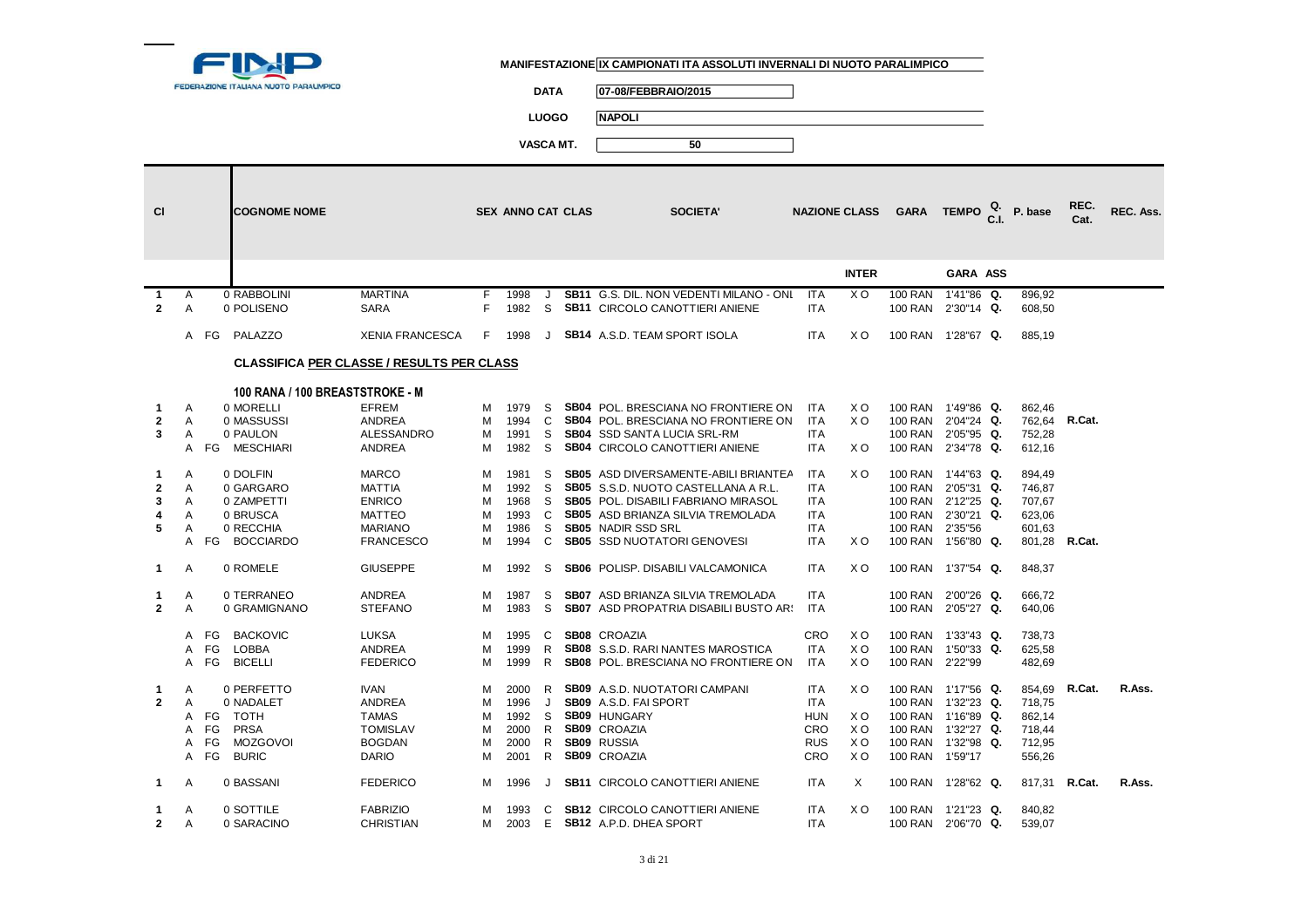FEDERAZIONE ITALIANA NUOTO PARALIMPICO

**MANIFESTAZIONE** IX CAMPIONATI ITA ASSOLUTI INVERNALI DI NUOTO PARALIMPICO

**DATA** 07-08/FEBBRAIO/2015

**LUOGO** NAPOLI

**VASCA MT.** 50

| Cl | | | COGNOME NOME | | SEX | ANNO | CAT | CLAS | SOCIETA' | NAZIONE | CLASS INTER | GARA | TEMPO GARA | Q. C.I. | P. base | REC. Cat. | REC. Ass. |
|---|---|---|---|---|---|---|---|---|---|---|---|---|---|---|---|---|---|
| 1 | A | | 0 RABBOLINI | MARTINA | F | 1998 | J | SB11 | G.S. DIL. NON VEDENTI MILANO - ONL | ITA | X O | 100 RAN | 1'41"86 | Q. | 896,92 | | |
| 2 | A | | 0 POLISENO | SARA | F | 1982 | S | SB11 | CIRCOLO CANOTTIERI ANIENE | ITA | | 100 RAN | 2'30"14 | Q. | 608,50 | | |
| | A | FG | PALAZZO | XENIA FRANCESCA | F | 1998 | J | SB14 | A.S.D. TEAM SPORT ISOLA | ITA | X O | 100 RAN | 1'28"67 | Q. | 885,19 | | |

**CLASSIFICA PER CLASSE / RESULTS PER CLASS**

**100 RANA / 100 BREASTSTROKE - M**

| Cl | | | COGNOME NOME | | SEX | ANNO | CAT | CLAS | SOCIETA' | NAZIONE | CLASS INTER | GARA | TEMPO GARA | Q. C.I. | P. base | REC. Cat. | REC. Ass. |
|---|---|---|---|---|---|---|---|---|---|---|---|---|---|---|---|---|---|
| 1 | A | | 0 MORELLI | EFREM | M | 1979 | S | SB04 | POL. BRESCIANA NO FRONTIERE ON | ITA | X O | 100 RAN | 1'49"86 | Q. | 862,46 | | |
| 2 | A | | 0 MASSUSSI | ANDREA | M | 1994 | C | SB04 | POL. BRESCIANA NO FRONTIERE ON | ITA | X O | 100 RAN | 2'04"24 | Q. | 762,64 | R.Cat. | |
| 3 | A | | 0 PAULON | ALESSANDRO | M | 1991 | S | SB04 | SSD SANTA LUCIA SRL-RM | ITA | | 100 RAN | 2'05"95 | Q. | 752,28 | | |
| | A | FG | MESCHIARI | ANDREA | M | 1982 | S | SB04 | CIRCOLO CANOTTIERI ANIENE | ITA | X O | 100 RAN | 2'34"78 | Q. | 612,16 | | |
| 1 | A | | 0 DOLFIN | MARCO | M | 1981 | S | SB05 | ASD DIVERSAMENTE-ABILI BRIANTEA | ITA | X O | 100 RAN | 1'44"63 | Q. | 894,49 | | |
| 2 | A | | 0 GARGARO | MATTIA | M | 1992 | S | SB05 | S.S.D. NUOTO CASTELLANA A R.L. | ITA | | 100 RAN | 2'05"31 | Q. | 746,87 | | |
| 3 | A | | 0 ZAMPETTI | ENRICO | M | 1968 | S | SB05 | POL. DISABILI FABRIANO MIRASOL | ITA | | 100 RAN | 2'12"25 | Q. | 707,67 | | |
| 4 | A | | 0 BRUSCA | MATTEO | M | 1993 | C | SB05 | ASD BRIANZA SILVIA TREMOLADA | ITA | | 100 RAN | 2'30"21 | Q. | 623,06 | | |
| 5 | A | | 0 RECCHIA | MARIANO | M | 1986 | S | SB05 | NADIR SSD SRL | ITA | | 100 RAN | 2'35"56 | | 601,63 | | |
| | A | FG | BOCCIARDO | FRANCESCO | M | 1994 | C | SB05 | SSD NUOTATORI GENOVESI | ITA | X O | 100 RAN | 1'56"80 | Q. | 801,28 | R.Cat. | |
| 1 | A | | 0 ROMELE | GIUSEPPE | M | 1992 | S | SB06 | POLISP. DISABILI VALCAMONICA | ITA | X O | 100 RAN | 1'37"54 | Q. | 848,37 | | |
| 1 | A | | 0 TERRANEO | ANDREA | M | 1987 | S | SB07 | ASD BRIANZA SILVIA TREMOLADA | ITA | | 100 RAN | 2'00"26 | Q. | 666,72 | | |
| 2 | A | | 0 GRAMIGNANO | STEFANO | M | 1983 | S | SB07 | ASD PROPATRIA DISABILI BUSTO AR: | ITA | | 100 RAN | 2'05"27 | Q. | 640,06 | | |
| | A | FG | BACKOVIC | LUKSA | M | 1995 | C | SB08 | CROAZIA | CRO | X O | 100 RAN | 1'33"43 | Q. | 738,73 | | |
| | A | FG | LOBBA | ANDREA | M | 1999 | R | SB08 | S.S.D. RARI NANTES MAROSTICA | ITA | X O | 100 RAN | 1'50"33 | Q. | 625,58 | | |
| | A | FG | BICELLI | FEDERICO | M | 1999 | R | SB08 | POL. BRESCIANA NO FRONTIERE ON | ITA | X O | 100 RAN | 2'22"99 | | 482,69 | | |
| 1 | A | | 0 PERFETTO | IVAN | M | 2000 | R | SB09 | A.S.D. NUOTATORI CAMPANI | ITA | X O | 100 RAN | 1'17"56 | Q. | 854,69 | R.Cat. | R.Ass. |
| 2 | A | | 0 NADALET | ANDREA | M | 1996 | J | SB09 | A.S.D. FAI SPORT | ITA | | 100 RAN | 1'32"23 | Q. | 718,75 | | |
| | A | FG | TOTH | TAMAS | M | 1992 | S | SB09 | HUNGARY | HUN | X O | 100 RAN | 1'16"89 | Q. | 862,14 | | |
| | A | FG | PRSA | TOMISLAV | M | 2000 | R | SB09 | CROAZIA | CRO | X O | 100 RAN | 1'32"27 | Q. | 718,44 | | |
| | A | FG | MOZGOVOI | BOGDAN | M | 2000 | R | SB09 | RUSSIA | RUS | X O | 100 RAN | 1'32"98 | Q. | 712,95 | | |
| | A | FG | BURIC | DARIO | M | 2001 | R | SB09 | CROAZIA | CRO | X O | 100 RAN | 1'59"17 | | 556,26 | | |
| 1 | A | | 0 BASSANI | FEDERICO | M | 1996 | J | SB11 | CIRCOLO CANOTTIERI ANIENE | ITA | X | 100 RAN | 1'28"62 | Q. | 817,31 | R.Cat. | R.Ass. |
| 1 | A | | 0 SOTTILE | FABRIZIO | M | 1993 | C | SB12 | CIRCOLO CANOTTIERI ANIENE | ITA | X O | 100 RAN | 1'21"23 | Q. | 840,82 | | |
| 2 | A | | 0 SARACINO | CHRISTIAN | M | 2003 | E | SB12 | A.P.D. DHEA SPORT | ITA | | 100 RAN | 2'06"70 | Q. | 539,07 | | |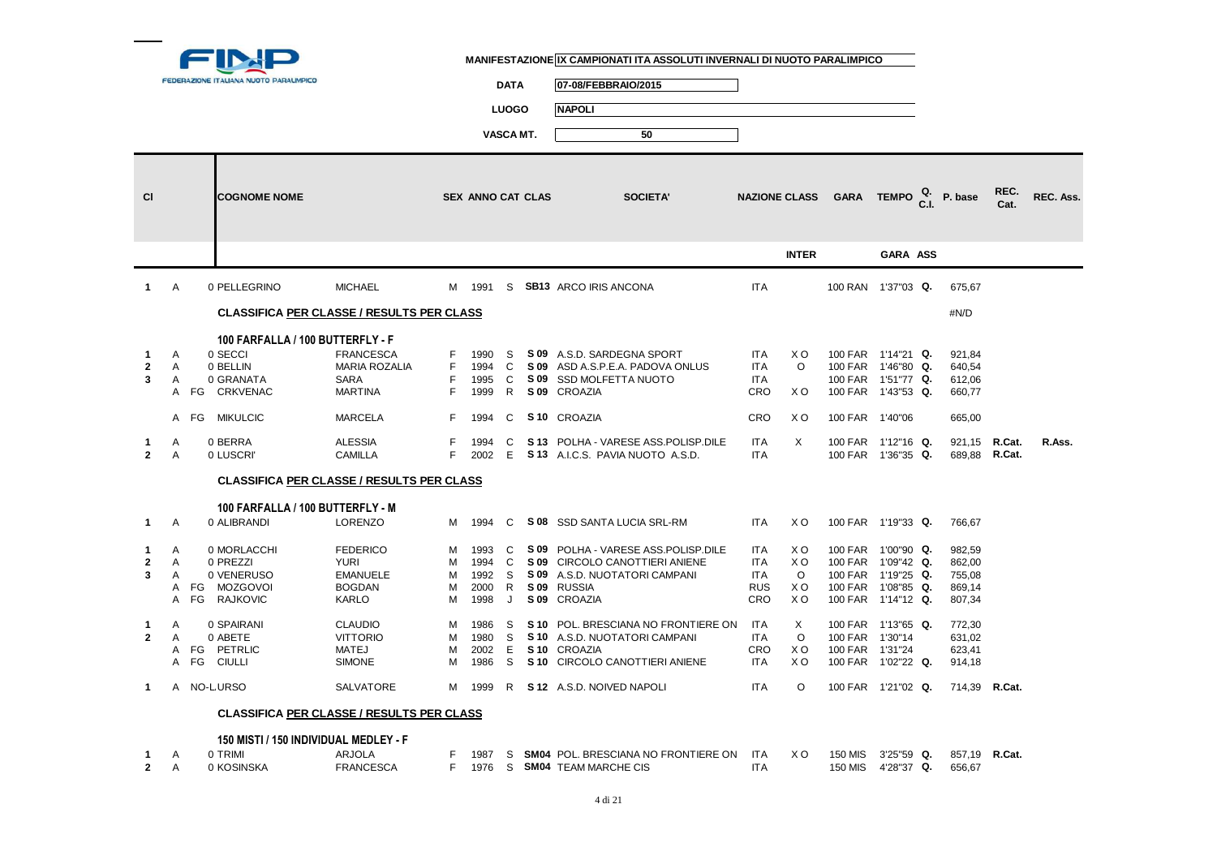FEDERAZIONE ITALIANA NUOTO PARALIMPICO

**MANIFESTAZIONE** IX CAMPIONATI ITA ASSOLUTI INVERNALI DI NUOTO PARALIMPICO

**DATA** 07-08/FEBBRAIO/2015

**LUOGO** NAPOLI

**VASCA MT.** 50

| Cl | | | COGNOME NOME | | SEX | ANNO | CAT | CLAS | SOCIETA' | NAZIONE | CLASS INTER | GARA | TEMPO GARA | Q. C.I. ASS | P. base | REC. Cat. | REC. Ass. |
|---|---|---|---|---|---|---|---|---|---|---|---|---|---|---|---|---|---|
| 1 | A | | 0 PELLEGRINO | MICHAEL | M | 1991 | S | SB13 | ARCO IRIS ANCONA | ITA | | 100 RAN | 1'37"03 | Q. | 675,67 | | |
| | | | **CLASSIFICA PER CLASSE / RESULTS PER CLASS** | | | | | | | | | | | | #N/D | | |
| | | | **100 FARFALLA / 100 BUTTERFLY - F** | | | | | | | | | | | | | | |
| 1 | A | | 0 SECCI | FRANCESCA | F | 1990 | S | S 09 | A.S.D. SARDEGNA SPORT | ITA | X O | 100 FAR | 1'14"21 | Q. | 921,84 | | |
| 2 | A | | 0 BELLIN | MARIA ROZALIA | F | 1994 | C | S 09 | ASD A.S.P.E.A. PADOVA ONLUS | ITA | O | 100 FAR | 1'46"80 | Q. | 640,54 | | |
| 3 | A | | 0 GRANATA | SARA | F | 1995 | C | S 09 | SSD MOLFETTA NUOTO | ITA | | 100 FAR | 1'51"77 | Q. | 612,06 | | |
| | A | FG | CRKVENAC | MARTINA | F | 1999 | R | S 09 | CROAZIA | CRO | X O | 100 FAR | 1'43"53 | Q. | 660,77 | | |
| | A | FG | MIKULCIC | MARCELA | F | 1994 | C | S 10 | CROAZIA | CRO | X O | 100 FAR | 1'40"06 | | 665,00 | | |
| 1 | A | | 0 BERRA | ALESSIA | F | 1994 | C | S 13 | POLHA - VARESE ASS.POLISP.DILE | ITA | X | 100 FAR | 1'12"16 | Q. | 921,15 | R.Cat. | R.Ass. |
| 2 | A | | 0 LUSCRI' | CAMILLA | F | 2002 | E | S 13 | A.I.C.S. PAVIA NUOTO A.S.D. | ITA | | 100 FAR | 1'36"35 | Q. | 689,88 | R.Cat. | |
| | | | **CLASSIFICA PER CLASSE / RESULTS PER CLASS** | | | | | | | | | | | | | | |
| | | | **100 FARFALLA / 100 BUTTERFLY - M** | | | | | | | | | | | | | | |
| 1 | A | | 0 ALIBRANDI | LORENZO | M | 1994 | C | S 08 | SSD SANTA LUCIA SRL-RM | ITA | X O | 100 FAR | 1'19"33 | Q. | 766,67 | | |
| 1 | A | | 0 MORLACCHI | FEDERICO | M | 1993 | C | S 09 | POLHA - VARESE ASS.POLISP.DILE | ITA | X O | 100 FAR | 1'00"90 | Q. | 982,59 | | |
| 2 | A | | 0 PREZZI | YURI | M | 1994 | C | S 09 | CIRCOLO CANOTTIERI ANIENE | ITA | X O | 100 FAR | 1'09"42 | Q. | 862,00 | | |
| 3 | A | | 0 VENERUSO | EMANUELE | M | 1992 | S | S 09 | A.S.D. NUOTATORI CAMPANI | ITA | O | 100 FAR | 1'19"25 | Q. | 755,08 | | |
| | A | FG | MOZGOVOI | BOGDAN | M | 2000 | R | S 09 | RUSSIA | RUS | X O | 100 FAR | 1'08"85 | Q. | 869,14 | | |
| | A | FG | RAJKOVIC | KARLO | M | 1998 | J | S 09 | CROAZIA | CRO | X O | 100 FAR | 1'14"12 | Q. | 807,34 | | |
| 1 | A | | 0 SPAIRANI | CLAUDIO | M | 1986 | S | S 10 | POL. BRESCIANA NO FRONTIERE ON | ITA | X | 100 FAR | 1'13"65 | Q. | 772,30 | | |
| 2 | A | | 0 ABETE | VITTORIO | M | 1980 | S | S 10 | A.S.D. NUOTATORI CAMPANI | ITA | O | 100 FAR | 1'30"14 | | 631,02 | | |
| | A | FG | PETRLIC | MATEJ | M | 2002 | E | S 10 | CROAZIA | CRO | X O | 100 FAR | 1'31"24 | | 623,41 | | |
| | A | FG | CIULLI | SIMONE | M | 1986 | S | S 10 | CIRCOLO CANOTTIERI ANIENE | ITA | X O | 100 FAR | 1'02"22 | Q. | 914,18 | | |
| 1 | A | NO-L | URSO | SALVATORE | M | 1999 | R | S 12 | A.S.D. NOIVED NAPOLI | ITA | O | 100 FAR | 1'21"02 | Q. | 714,39 | R.Cat. | |
| | | | **CLASSIFICA PER CLASSE / RESULTS PER CLASS** | | | | | | | | | | | | | | |
| | | | **150 MISTI / 150 INDIVIDUAL MEDLEY - F** | | | | | | | | | | | | | | |
| 1 | A | | 0 TRIMI | ARJOLA | F | 1987 | S | SM04 | POL. BRESCIANA NO FRONTIERE ON | ITA | X O | 150 MIS | 3'25"59 | Q. | 857,19 | R.Cat. | |
| 2 | A | | 0 KOSINSKA | FRANCESCA | F | 1976 | S | SM04 | TEAM MARCHE CIS | ITA | | 150 MIS | 4'28"37 | Q. | 656,67 | | |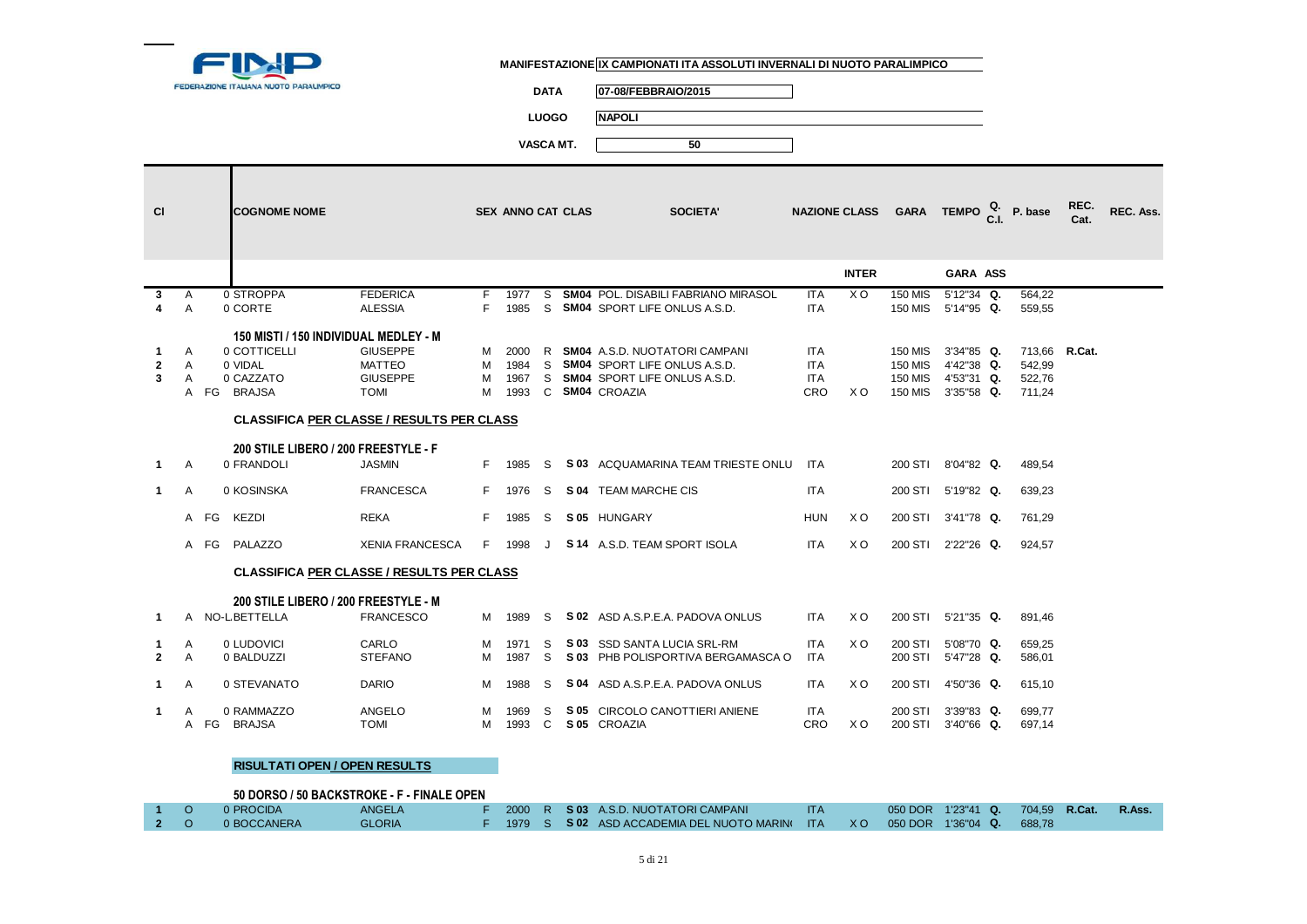FEDERAZIONE ITALIANA NUOTO PARALIMPICO

**MANIFESTAZIONE** IX CAMPIONATI ITA ASSOLUTI INVERNALI DI NUOTO PARALIMPICO

**DATA** 07-08/FEBBRAIO/2015

**LUOGO** NAPOLI

**VASCA MT.** 50

| Cl | | | COGNOME NOME | | SEX | ANNO | CAT | CLAS | SOCIETA' | NAZIONE | CLASS INTER | GARA | TEMPO GARA | Q. C.I. ASS | P. base | REC. Cat. | REC. Ass. |
|---|---|---|---|---|---|---|---|---|---|---|---|---|---|---|---|---|---|
| 3 | A | | 0 STROPPA | FEDERICA | F | 1977 | S | SM04 | POL. DISABILI FABRIANO MIRASOL | ITA | X O | 150 MIS | 5'12"34 | Q. | 564,22 | | |
| 4 | A | | 0 CORTE | ALESSIA | F | 1985 | S | SM04 | SPORT LIFE ONLUS A.S.D. | ITA | | 150 MIS | 5'14"95 | Q. | 559,55 | | |
| | | | **150 MISTI / 150 INDIVIDUAL MEDLEY - M** | | | | | | | | | | | | | | |
| 1 | A | | 0 COTTICELLI | GIUSEPPE | M | 2000 | R | SM04 | A.S.D. NUOTATORI CAMPANI | ITA | | 150 MIS | 3'34"85 | Q. | 713,66 | R.Cat. | |
| 2 | A | | 0 VIDAL | MATTEO | M | 1984 | S | SM04 | SPORT LIFE ONLUS A.S.D. | ITA | | 150 MIS | 4'42"38 | Q. | 542,99 | | |
| 3 | A | | 0 CAZZATO | GIUSEPPE | M | 1967 | S | SM04 | SPORT LIFE ONLUS A.S.D. | ITA | | 150 MIS | 4'53"31 | Q. | 522,76 | | |
| | A | FG | BRAJSA | TOMI | M | 1993 | C | SM04 | CROAZIA | CRO | X O | 150 MIS | 3'35"58 | Q. | 711,24 | | |
| | | | **CLASSIFICA PER CLASSE / RESULTS PER CLASS** | | | | | | | | | | | | | | |
| | | | **200 STILE LIBERO / 200 FREESTYLE - F** | | | | | | | | | | | | | | |
| 1 | A | | 0 FRANDOLI | JASMIN | F | 1985 | S | S 03 | ACQUAMARINA TEAM TRIESTE ONLU | ITA | | 200 STI | 8'04"82 | Q. | 489,54 | | |
| 1 | A | | 0 KOSINSKA | FRANCESCA | F | 1976 | S | S 04 | TEAM MARCHE CIS | ITA | | 200 STI | 5'19"82 | Q. | 639,23 | | |
| | A | FG | KEZDI | REKA | F | 1985 | S | S 05 | HUNGARY | HUN | X O | 200 STI | 3'41"78 | Q. | 761,29 | | |
| | A | FG | PALAZZO | XENIA FRANCESCA | F | 1998 | J | S 14 | A.S.D. TEAM SPORT ISOLA | ITA | X O | 200 STI | 2'22"26 | Q. | 924,57 | | |
| | | | **CLASSIFICA PER CLASSE / RESULTS PER CLASS** | | | | | | | | | | | | | | |
| | | | **200 STILE LIBERO / 200 FREESTYLE - M** | | | | | | | | | | | | | | |
| 1 | A | | NO-L.BETTELLA | FRANCESCO | M | 1989 | S | S 02 | ASD A.S.P.E.A. PADOVA ONLUS | ITA | X O | 200 STI | 5'21"35 | Q. | 891,46 | | |
| 1 | A | | 0 LUDOVICI | CARLO | M | 1971 | S | S 03 | SSD SANTA LUCIA SRL-RM | ITA | X O | 200 STI | 5'08"70 | Q. | 659,25 | | |
| 2 | A | | 0 BALDUZZI | STEFANO | M | 1987 | S | S 03 | PHB POLISPORTIVA BERGAMASCA O | ITA | | 200 STI | 5'47"28 | Q. | 586,01 | | |
| 1 | A | | 0 STEVANATO | DARIO | M | 1988 | S | S 04 | ASD A.S.P.E.A. PADOVA ONLUS | ITA | X O | 200 STI | 4'50"36 | Q. | 615,10 | | |
| 1 | A | | 0 RAMMAZZO | ANGELO | M | 1969 | S | S 05 | CIRCOLO CANOTTIERI ANIENE | ITA | | 200 STI | 3'39"83 | Q. | 699,77 | | |
| | A | FG | BRAJSA | TOMI | M | 1993 | C | S 05 | CROAZIA | CRO | X O | 200 STI | 3'40"66 | Q. | 697,14 | | |
| | | | **RISULTATI OPEN / OPEN RESULTS** | | | | | | | | | | | | | | |
| | | | **50 DORSO / 50 BACKSTROKE - F - FINALE OPEN** | | | | | | | | | | | | | | |
| 1 | O | | 0 PROCIDA | ANGELA | F | 2000 | R | S 03 | A.S.D. NUOTATORI CAMPANI | ITA | | 050 DOR | 1'23"41 | Q. | 704,59 | R.Cat. | R.Ass. |
| 2 | O | | 0 BOCCANERA | GLORIA | F | 1979 | S | S 02 | ASD ACCADEMIA DEL NUOTO MARINO | ITA | X O | 050 DOR | 1'36"04 | Q. | 688,78 | | |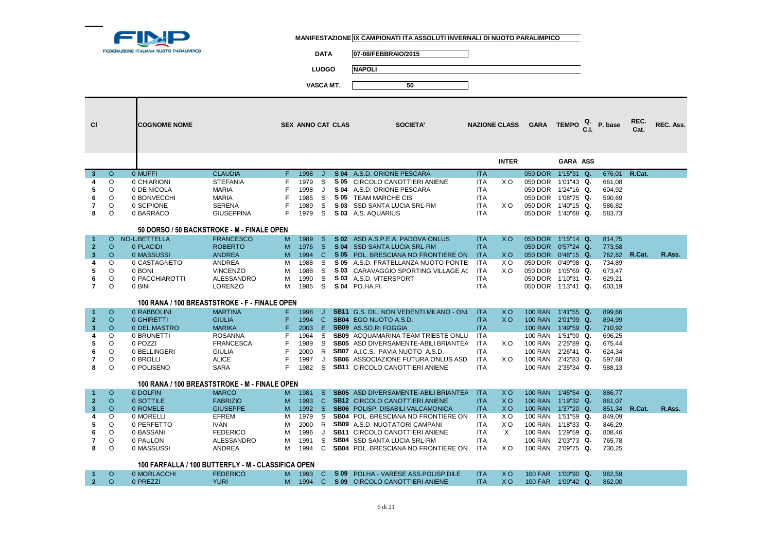FINP FEDERAZIONE ITALIANA NUOTO PARALIMPICO

**MANIFESTAZIONE** IX CAMPIONATI ITA ASSOLUTI INVERNALI DI NUOTO PARALIMPICO

**DATA** 07-08/FEBBRAIO/2015

**LUOGO** NAPOLI

**VASCA MT.** 50

| Cl | | COGNOME NOME | | SEX | ANNO | CAT | CLAS | SOCIETA' | NAZIONE | CLASS INTER | GARA | TEMPO GARA | Q. C.I. ASS | P. base | REC. Cat. | REC. Ass. |
|---|---|---|---|---|---|---|---|---|---|---|---|---|---|---|---|---|
| 3 | O | 0 MUFFI | CLAUDIA | F | 1998 | J | S 04 | A.S.D. ORIONE PESCARA | ITA | | 050 DOR | 1'15"31 | Q. | 676,01 | R.Cat. | |
| 4 | O | 0 CHIARIONI | STEFANIA | F | 1979 | S | S 05 | CIRCOLO CANOTTIERI ANIENE | ITA | X O | 050 DOR | 1'01"43 | Q. | 661,08 | | |
| 5 | O | 0 DE NICOLA | MARIA | F | 1998 | J | S 04 | A.S.D. ORIONE PESCARA | ITA | | 050 DOR | 1'24"16 | Q. | 604,92 | | |
| 6 | O | 0 BONVECCHI | MARIA | F | 1985 | S | S 05 | TEAM MARCHE CIS | ITA | | 050 DOR | 1'08"75 | Q. | 590,69 | | |
| 7 | O | 0 SCIPIONE | SERENA | F | 1989 | S | S 03 | SSD SANTA LUCIA SRL-RM | ITA | X O | 050 DOR | 1'40"15 | Q. | 586,82 | | |
| 8 | O | 0 BARRACO | GIUSEPPINA | F | 1979 | S | S 03 | A.S. AQUARIUS | ITA | | 050 DOR | 1'40"68 | Q. | 583,73 | | |

### 50 DORSO / 50 BACKSTROKE - M - FINALE OPEN

| Cl | | COGNOME NOME | | SEX | ANNO | CAT | CLAS | SOCIETA' | NAZIONE | CLASS INTER | GARA | TEMPO GARA | Q. C.I. ASS | P. base | REC. Cat. | REC. Ass. |
|---|---|---|---|---|---|---|---|---|---|---|---|---|---|---|---|---|
| 1 | O | NO-L.BETTELLA | FRANCESCO | M | 1989 | S | S 02 | ASD A.S.P.E.A. PADOVA ONLUS | ITA | X O | 050 DOR | 1'15"14 | Q. | 814,75 | | |
| 2 | O | 0 PLACIDI | ROBERTO | M | 1976 | S | S 04 | SSD SANTA LUCIA SRL-RM | ITA | | 050 DOR | 0'57"24 | Q. | 773,58 | | |
| 3 | O | 0 MASSUSSI | ANDREA | M | 1994 | C | S 05 | POL. BRESCIANA NO FRONTIERE ON | ITA | X O | 050 DOR | 0'48"15 | Q. | 762,82 | R.Cat. | R.Ass. |
| 4 | O | 0 CASTAGNETO | ANDREA | M | 1988 | S | S 05 | A.S.D. FRATELLANZA NUOTO PONTE | ITA | X O | 050 DOR | 0'49"98 | Q. | 734,89 | | |
| 5 | O | 0 BONI | VINCENZO | M | 1988 | S | S 03 | CARAVAGGIO SPORTING VILLAGE AC | ITA | X O | 050 DOR | 1'05"69 | Q. | 673,47 | | |
| 6 | O | 0 PACCHIAROTTI | ALESSANDRO | M | 1990 | S | S 03 | A.S.D. VITERSPORT | ITA | | 050 DOR | 1'10"31 | Q. | 629,21 | | |
| 7 | O | 0 BINI | LORENZO | M | 1985 | S | S 04 | PO.HA.FI. | ITA | | 050 DOR | 1'13"41 | Q. | 603,19 | | |

### 100 RANA / 100 BREASTSTROKE - F - FINALE OPEN

| Cl | | COGNOME NOME | | SEX | ANNO | CAT | CLAS | SOCIETA' | NAZIONE | CLASS INTER | GARA | TEMPO GARA | Q. C.I. ASS | P. base | REC. Cat. | REC. Ass. |
|---|---|---|---|---|---|---|---|---|---|---|---|---|---|---|---|---|
| 1 | O | 0 RABBOLINI | MARTINA | F | 1998 | J | SB11 | G.S. DIL. NON VEDENTI MILANO - ONL | ITA | X O | 100 RAN | 1'41"55 | Q. | 899,66 | | |
| 2 | O | 0 GHIRETTI | GIULIA | F | 1994 | C | SB04 | EGO NUOTO A.S.D. | ITA | X O | 100 RAN | 2'01"99 | Q. | 894,99 | | |
| 3 | O | 0 DEL MASTRO | MARIKA | F | 2003 | E | SB09 | AS.SO.RI FOGGIA | ITA | | 100 RAN | 1'49"59 | Q. | 710,92 | | |
| 4 | O | 0 BRUNETTI | ROSANNA | F | 1964 | S | SB09 | ACQUAMARINA TEAM TRIESTE ONLU | ITA | | 100 RAN | 1'51"90 | Q. | 696,25 | | |
| 5 | O | 0 POZZI | FRANCESCA | F | 1989 | S | SB05 | ASD DIVERSAMENTE-ABILI BRIANTEA | ITA | X O | 100 RAN | 2'25"89 | Q. | 675,44 | | |
| 6 | O | 0 BELLINGERI | GIULIA | F | 2000 | R | SB07 | A.I.C.S. PAVIA NUOTO A.S.D. | ITA | | 100 RAN | 2'26"41 | Q. | 624,34 | | |
| 7 | O | 0 BROLLI | ALICE | F | 1997 | J | SB06 | ASSOCIAZIONE FUTURA ONLUS ASD | ITA | X O | 100 RAN | 2'42"83 | Q. | 597,68 | | |
| 8 | O | 0 POLISENO | SARA | F | 1982 | S | SB11 | CIRCOLO CANOTTIERI ANIENE | ITA | | 100 RAN | 2'35"34 | Q. | 588,13 | | |

### 100 RANA / 100 BREASTSTROKE - M - FINALE OPEN

| Cl | | COGNOME NOME | | SEX | ANNO | CAT | CLAS | SOCIETA' | NAZIONE | CLASS INTER | GARA | TEMPO GARA | Q. C.I. ASS | P. base | REC. Cat. | REC. Ass. |
|---|---|---|---|---|---|---|---|---|---|---|---|---|---|---|---|---|
| 1 | O | 0 DOLFIN | MARCO | M | 1981 | S | SB05 | ASD DIVERSAMENTE-ABILI BRIANTEA | ITA | X O | 100 RAN | 1'45"54 | Q. | 886,77 | | |
| 2 | O | 0 SOTTILE | FABRIZIO | M | 1993 | C | SB12 | CIRCOLO CANOTTIERI ANIENE | ITA | X O | 100 RAN | 1'19"32 | Q. | 861,07 | | |
| 3 | O | 0 ROMELE | GIUSEPPE | M | 1992 | S | SB06 | POLISP. DISABILI VALCAMONICA | ITA | X O | 100 RAN | 1'37"20 | Q. | 851,34 | R.Cat. | R.Ass. |
| 4 | O | 0 MORELLI | EFREM | M | 1979 | S | SB04 | POL. BRESCIANA NO FRONTIERE ON | ITA | X O | 100 RAN | 1'51"59 | Q. | 849,09 | | |
| 5 | O | 0 PERFETTO | IVAN | M | 2000 | R | SB09 | A.S.D. NUOTATORI CAMPANI | ITA | X O | 100 RAN | 1'18"33 | Q. | 846,29 | | |
| 6 | O | 0 BASSANI | FEDERICO | M | 1996 | J | SB11 | CIRCOLO CANOTTIERI ANIENE | ITA | X | 100 RAN | 1'29"59 | Q. | 808,46 | | |
| 7 | O | 0 PAULON | ALESSANDRO | M | 1991 | S | SB04 | SSD SANTA LUCIA SRL-RM | ITA | | 100 RAN | 2'03"73 | Q. | 765,78 | | |
| 8 | O | 0 MASSUSSI | ANDREA | M | 1994 | C | SB04 | POL. BRESCIANA NO FRONTIERE ON | ITA | X O | 100 RAN | 2'09"75 | Q. | 730,25 | | |

### 100 FARFALLA / 100 BUTTERFLY - M - CLASSIFICA OPEN

| Cl | | COGNOME NOME | | SEX | ANNO | CAT | CLAS | SOCIETA' | NAZIONE | CLASS INTER | GARA | TEMPO GARA | Q. C.I. ASS | P. base | REC. Cat. | REC. Ass. |
|---|---|---|---|---|---|---|---|---|---|---|---|---|---|---|---|---|
| 1 | O | 0 MORLACCHI | FEDERICO | M | 1993 | C | S 09 | POLHA - VARESE ASS.POLISP.DILE | ITA | X O | 100 FAR | 1'00"90 | Q. | 982,59 | | |
| 2 | O | 0 PREZZI | YURI | M | 1994 | C | S 09 | CIRCOLO CANOTTIERI ANIENE | ITA | X O | 100 FAR | 1'09"42 | Q. | 862,00 | | |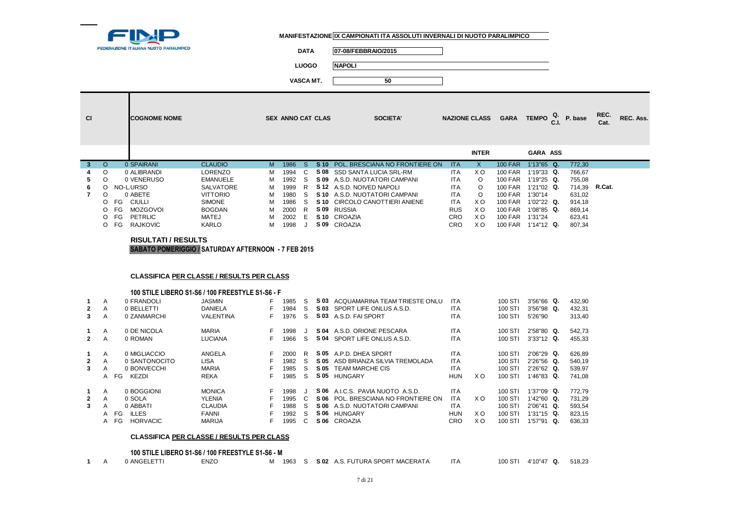FEDERAZIONE ITALIANA NUOTO PARALIMPICO

**MANIFESTAZIONE** IX CAMPIONATI ITA ASSOLUTI INVERNALI DI NUOTO PARALIMPICO

**DATA** 07-08/FEBBRAIO/2015

**LUOGO** NAPOLI

**VASCA MT.** 50

| Cl | | | COGNOME NOME | | SEX | ANNO | CAT | CLAS | SOCIETA' | NAZIONE | CLASS INTER | GARA | TEMPO GARA ASS | Q. C.I. | P. base | REC. Cat. | REC. Ass. |
|---|---|---|---|---|---|---|---|---|---|---|---|---|---|---|---|---|---|
| 3 | O | | 0 SPAIRANI | CLAUDIO | M | 1986 | S | S 10 | POL. BRESCIANA NO FRONTIERE ON | ITA | X | 100 FAR | 1'13"65 | Q. | 772,30 | | |
| 4 | O | | 0 ALIBRANDI | LORENZO | M | 1994 | C | S 08 | SSD SANTA LUCIA SRL-RM | ITA | X O | 100 FAR | 1'19"33 | Q. | 766,67 | | |
| 5 | O | | 0 VENERUSO | EMANUELE | M | 1992 | S | S 09 | A.S.D. NUOTATORI CAMPANI | ITA | O | 100 FAR | 1'19"25 | Q. | 755,08 | | |
| 6 | O | | NO-L.URSO | SALVATORE | M | 1999 | R | S 12 | A.S.D. NOIVED NAPOLI | ITA | O | 100 FAR | 1'21"02 | Q. | 714,39 | R.Cat. | |
| 7 | O | | 0 ABETE | VITTORIO | M | 1980 | S | S 10 | A.S.D. NUOTATORI CAMPANI | ITA | O | 100 FAR | 1'30"14 | | 631,02 | | |
| | O | FG | CIULLI | SIMONE | M | 1986 | S | S 10 | CIRCOLO CANOTTIERI ANIENE | ITA | X O | 100 FAR | 1'02"22 | Q. | 914,18 | | |
| | O | FG | MOZGOVOI | BOGDAN | M | 2000 | R | S 09 | RUSSIA | RUS | X O | 100 FAR | 1'08"85 | Q. | 869,14 | | |
| | O | FG | PETRLIC | MATEJ | M | 2002 | E | S 10 | CROAZIA | CRO | X O | 100 FAR | 1'31"24 | | 623,41 | | |
| | O | FG | RAJKOVIC | KARLO | M | 1998 | J | S 09 | CROAZIA | CRO | X O | 100 FAR | 1'14"12 | Q. | 807,34 | | |

**RISULTATI / RESULTS**

**SABATO POMERIGGIO / SATURDAY AFTERNOON - 7 FEB 2015**

**CLASSIFICA PER CLASSE / RESULTS PER CLASS**

**100 STILE LIBERO S1-S6 / 100 FREESTYLE S1-S6 - F**

| Cl | | | COGNOME NOME | | SEX | ANNO | CAT | CLAS | SOCIETA' | NAZIONE | CLASS INTER | GARA | TEMPO | Q. | P. base |
|---|---|---|---|---|---|---|---|---|---|---|---|---|---|---|---|
| 1 | A | | 0 FRANDOLI | JASMIN | F | 1985 | S | S 03 | ACQUAMARINA TEAM TRIESTE ONLU | ITA | | 100 STI | 3'56"66 | Q. | 432,90 |
| 2 | A | | 0 BELLETTI | DANIELA | F | 1984 | S | S 03 | SPORT LIFE ONLUS A.S.D. | ITA | | 100 STI | 3'56"98 | Q. | 432,31 |
| 3 | A | | 0 ZANMARCHI | VALENTINA | F | 1976 | S | S 03 | A.S.D. FAI SPORT | ITA | | 100 STI | 5'26"90 | | 313,40 |
| 1 | A | | 0 DE NICOLA | MARIA | F | 1998 | J | S 04 | A.S.D. ORIONE PESCARA | ITA | | 100 STI | 2'58"80 | Q. | 542,73 |
| 2 | A | | 0 ROMAN | LUCIANA | F | 1966 | S | S 04 | SPORT LIFE ONLUS A.S.D. | ITA | | 100 STI | 3'33"12 | Q. | 455,33 |
| 1 | A | | 0 MIGLIACCIO | ANGELA | F | 2000 | R | S 05 | A.P.D. DHEA SPORT | ITA | | 100 STI | 2'06"29 | Q. | 626,89 |
| 2 | A | | 0 SANTONOCITO | LISA | F | 1982 | S | S 05 | ASD BRIANZA SILVIA TREMOLADA | ITA | | 100 STI | 2'26"56 | Q. | 540,19 |
| 3 | A | | 0 BONVECCHI | MARIA | F | 1985 | S | S 05 | TEAM MARCHE CIS | ITA | | 100 STI | 2'26"62 | Q. | 539,97 |
| | A | FG | KEZDI | REKA | F | 1985 | S | S 05 | HUNGARY | HUN | X O | 100 STI | 1'46"83 | Q. | 741,08 |
| 1 | A | | 0 BOGGIONI | MONICA | F | 1998 | J | S 06 | A.I.C.S. PAVIA NUOTO A.S.D. | ITA | | 100 STI | 1'37"09 | Q. | 772,79 |
| 2 | A | | 0 SOLA | YLENIA | F | 1995 | C | S 06 | POL. BRESCIANA NO FRONTIERE ON | ITA | X O | 100 STI | 1'42"60 | Q. | 731,29 |
| 3 | A | | 0 ABBATI | CLAUDIA | F | 1988 | S | S 06 | A.S.D. NUOTATORI CAMPANI | ITA | | 100 STI | 2'06"41 | Q. | 593,54 |
| | A | FG | ILLES | FANNI | F | 1992 | S | S 06 | HUNGARY | HUN | X O | 100 STI | 1'31"15 | Q. | 823,15 |
| | A | FG | HORVACIC | MARIJA | F | 1995 | C | S 06 | CROAZIA | CRO | X O | 100 STI | 1'57"91 | Q. | 636,33 |

**CLASSIFICA PER CLASSE / RESULTS PER CLASS**

**100 STILE LIBERO S1-S6 / 100 FREESTYLE S1-S6 - M**

| Cl | | | COGNOME NOME | | SEX | ANNO | CAT | CLAS | SOCIETA' | NAZIONE | CLASS INTER | GARA | TEMPO | Q. | P. base |
|---|---|---|---|---|---|---|---|---|---|---|---|---|---|---|---|
| 1 | A | | 0 ANGELETTI | ENZO | M | 1963 | S | S 02 | A.S. FUTURA SPORT MACERATA | ITA | | 100 STI | 4'10"47 | Q. | 518,23 |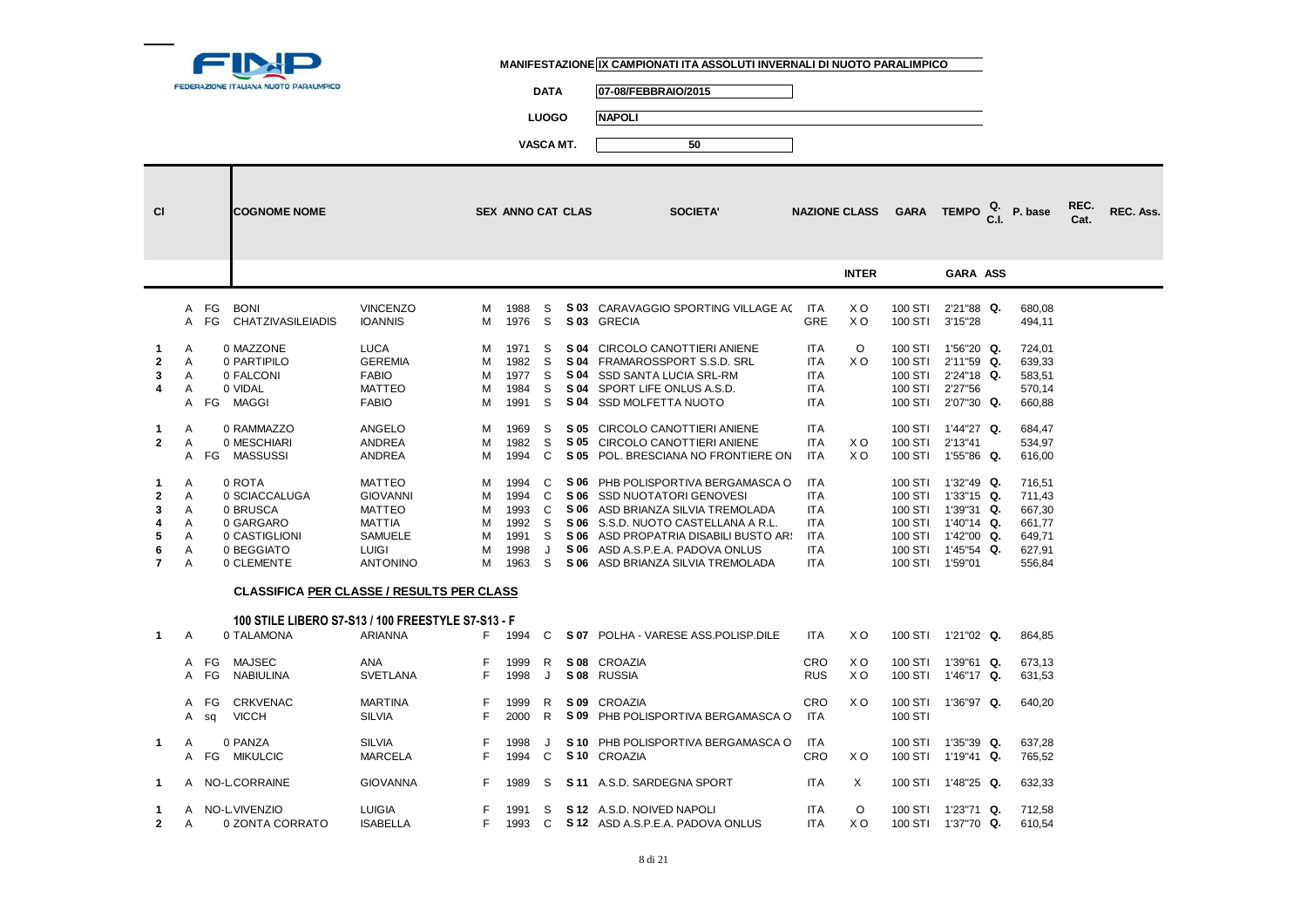FEDERAZIONE ITALIANA NUOTO PARALIMPICO

**MANIFESTAZIONE** IX CAMPIONATI ITA ASSOLUTI INVERNALI DI NUOTO PARALIMPICO

**DATA** 07-08/FEBBRAIO/2015

**LUOGO** NAPOLI

**VASCA MT.** 50

| Cl | | | COGNOME NOME | | SEX | ANNO | CAT | CLAS | SOCIETA' | NAZIONE | CLASS INTER | GARA | TEMPO GARA | Q. C.I. ASS | P. base | REC. Cat. | REC. Ass. |
|---|---|---|---|---|---|---|---|---|---|---|---|---|---|---|---|---|---|
| | A | FG | BONI | VINCENZO | M | 1988 | S | S 03 | CARAVAGGIO SPORTING VILLAGE AC | ITA | X O | 100 STI | 2'21"88 | Q. | 680,08 | | |
| | A | FG | CHATZIVASILEIADIS | IOANNIS | M | 1976 | S | S 03 | GRECIA | GRE | X O | 100 STI | 3'15"28 | | 494,11 | | |
| 1 | A | 0 | MAZZONE | LUCA | M | 1971 | S | S 04 | CIRCOLO CANOTTIERI ANIENE | ITA | O | 100 STI | 1'56"20 | Q. | 724,01 | | |
| 2 | A | 0 | PARTIPILO | GEREMIA | M | 1982 | S | S 04 | FRAMAROSSPORT S.S.D. SRL | ITA | X O | 100 STI | 2'11"59 | Q. | 639,33 | | |
| 3 | A | 0 | FALCONI | FABIO | M | 1977 | S | S 04 | SSD SANTA LUCIA SRL-RM | ITA | | 100 STI | 2'24"18 | Q. | 583,51 | | |
| 4 | A | 0 | VIDAL | MATTEO | M | 1984 | S | S 04 | SPORT LIFE ONLUS A.S.D. | ITA | | 100 STI | 2'27"56 | | 570,14 | | |
| | A | FG | MAGGI | FABIO | M | 1991 | S | S 04 | SSD MOLFETTA NUOTO | ITA | | 100 STI | 2'07"30 | Q. | 660,88 | | |
| 1 | A | 0 | RAMMAZZO | ANGELO | M | 1969 | S | S 05 | CIRCOLO CANOTTIERI ANIENE | ITA | | 100 STI | 1'44"27 | Q. | 684,47 | | |
| 2 | A | 0 | MESCHIARI | ANDREA | M | 1982 | S | S 05 | CIRCOLO CANOTTIERI ANIENE | ITA | X O | 100 STI | 2'13"41 | | 534,97 | | |
| | A | FG | MASSUSSI | ANDREA | M | 1994 | C | S 05 | POL. BRESCIANA NO FRONTIERE ON | ITA | X O | 100 STI | 1'55"86 | Q. | 616,00 | | |
| 1 | A | 0 | ROTA | MATTEO | M | 1994 | C | S 06 | PHB POLISPORTIVA BERGAMASCA O | ITA | | 100 STI | 1'32"49 | Q. | 716,51 | | |
| 2 | A | 0 | SCIACCALUGA | GIOVANNI | M | 1994 | C | S 06 | SSD NUOTATORI GENOVESI | ITA | | 100 STI | 1'33"15 | Q. | 711,43 | | |
| 3 | A | 0 | BRUSCA | MATTEO | M | 1993 | C | S 06 | ASD BRIANZA SILVIA TREMOLADA | ITA | | 100 STI | 1'39"31 | Q. | 667,30 | | |
| 4 | A | 0 | GARGARO | MATTIA | M | 1992 | S | S 06 | S.S.D. NUOTO CASTELLANA A R.L. | ITA | | 100 STI | 1'40"14 | Q. | 661,77 | | |
| 5 | A | 0 | CASTIGLIONI | SAMUELE | M | 1991 | S | S 06 | ASD PROPATRIA DISABILI BUSTO AR: | ITA | | 100 STI | 1'42"00 | Q. | 649,71 | | |
| 6 | A | 0 | BEGGIATO | LUIGI | M | 1998 | J | S 06 | ASD A.S.P.E.A. PADOVA ONLUS | ITA | | 100 STI | 1'45"54 | Q. | 627,91 | | |
| 7 | A | 0 | CLEMENTE | ANTONINO | M | 1963 | S | S 06 | ASD BRIANZA SILVIA TREMOLADA | ITA | | 100 STI | 1'59"01 | | 556,84 | | |

**CLASSIFICA PER CLASSE / RESULTS PER CLASS**

**100 STILE LIBERO S7-S13 / 100 FREESTYLE S7-S13 - F**

| Cl | | | COGNOME NOME | | SEX | ANNO | CAT | CLAS | SOCIETA' | NAZIONE | CLASS INTER | GARA | TEMPO GARA | Q. C.I. ASS | P. base | REC. Cat. | REC. Ass. |
|---|---|---|---|---|---|---|---|---|---|---|---|---|---|---|---|---|---|
| 1 | A | 0 | TALAMONA | ARIANNA | F | 1994 | C | S 07 | POLHA - VARESE ASS.POLISP.DILE | ITA | X O | 100 STI | 1'21"02 | Q. | 864,85 | | |
| | A | FG | MAJSEC | ANA | F | 1999 | R | S 08 | CROAZIA | CRO | X O | 100 STI | 1'39"61 | Q. | 673,13 | | |
| | A | FG | NABIULINA | SVETLANA | F | 1998 | J | S 08 | RUSSIA | RUS | X O | 100 STI | 1'46"17 | Q. | 631,53 | | |
| | A | FG | CRKVENAC | MARTINA | F | 1999 | R | S 09 | CROAZIA | CRO | X O | 100 STI | 1'36"97 | Q. | 640,20 | | |
| | A | sq | VICCH | SILVIA | F | 2000 | R | S 09 | PHB POLISPORTIVA BERGAMASCA O | ITA | | 100 STI | | | | | |
| 1 | A | 0 | PANZA | SILVIA | F | 1998 | J | S 10 | PHB POLISPORTIVA BERGAMASCA O | ITA | | 100 STI | 1'35"39 | Q. | 637,28 | | |
| | A | FG | MIKULCIC | MARCELA | F | 1994 | C | S 10 | CROAZIA | CRO | X O | 100 STI | 1'19"41 | Q. | 765,52 | | |
| 1 | A | NO-L. | CORRAINE | GIOVANNA | F | 1989 | S | S 11 | A.S.D. SARDEGNA SPORT | ITA | X | 100 STI | 1'48"25 | Q. | 632,33 | | |
| 1 | A | NO-L. | VIVENZIO | LUIGIA | F | 1991 | S | S 12 | A.S.D. NOIVED NAPOLI | ITA | O | 100 STI | 1'23"71 | Q. | 712,58 | | |
| 2 | A | 0 | ZONTA CORRATO | ISABELLA | F | 1993 | C | S 12 | ASD A.S.P.E.A. PADOVA ONLUS | ITA | X O | 100 STI | 1'37"70 | Q. | 610,54 | | |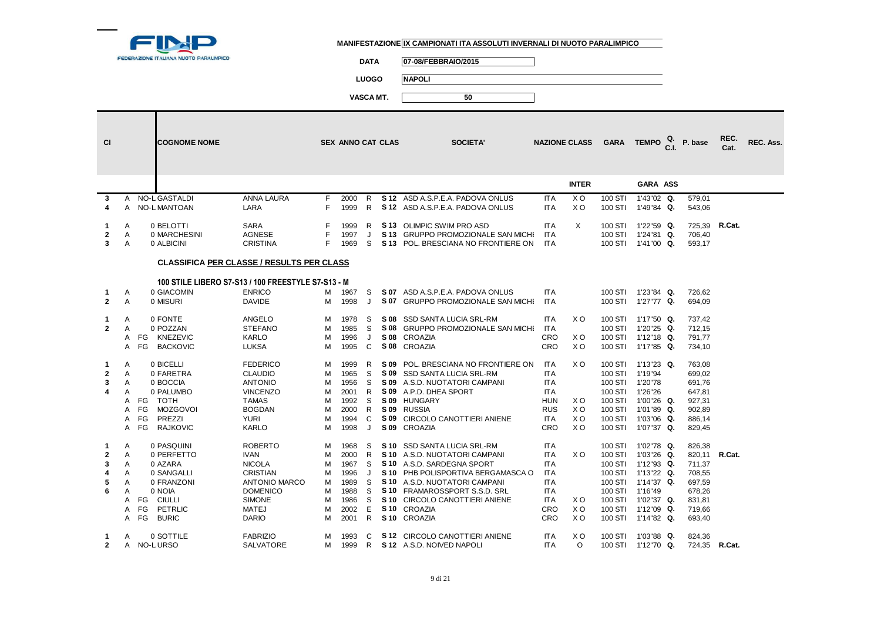FEDERAZIONE ITALIANA NUOTO PARALIMPICO

**MANIFESTAZIONE** IX CAMPIONATI ITA ASSOLUTI INVERNALI DI NUOTO PARALIMPICO

**DATA** 07-08/FEBBRAIO/2015

**LUOGO** NAPOLI

**VASCA MT.** 50

| Cl | | | COGNOME NOME | | SEX | ANNO | CAT | CLAS | SOCIETA' | NAZIONE | CLASS | GARA | TEMPO | Q. C.I. | P. base | REC. Cat. | REC. Ass. |
|---|---|---|---|---|---|---|---|---|---|---|---|---|---|---|---|---|---|
| | | | | | | | | | | | INTER | | GARA ASS | | | | |
| 3 | A | | NO-L.GASTALDI | ANNA LAURA | F | 2000 | R | S 12 | ASD A.S.P.E.A. PADOVA ONLUS | ITA | X O | 100 STI | 1'43"02 | Q. | 579,01 | | |
| 4 | A | | NO-L.MANTOAN | LARA | F | 1999 | R | S 12 | ASD A.S.P.E.A. PADOVA ONLUS | ITA | X O | 100 STI | 1'49"84 | Q. | 543,06 | | |
| 1 | A | | 0 BELOTTI | SARA | F | 1999 | R | S 13 | OLIMPIC SWIM PRO ASD | ITA | X | 100 STI | 1'22"59 | Q. | 725,39 | R.Cat. | |
| 2 | A | | 0 MARCHESINI | AGNESE | F | 1997 | J | S 13 | GRUPPO PROMOZIONALE SAN MICHI | ITA | | 100 STI | 1'24"81 | Q. | 706,40 | | |
| 3 | A | | 0 ALBICINI | CRISTINA | F | 1969 | S | S 13 | POL. BRESCIANA NO FRONTIERE ON | ITA | | 100 STI | 1'41"00 | Q. | 593,17 | | |

**CLASSIFICA PER CLASSE / RESULTS PER CLASS**

**100 STILE LIBERO S7-S13 / 100 FREESTYLE S7-S13 - M**

| Cl | | | COGNOME NOME | | SEX | ANNO | CAT | CLAS | SOCIETA' | NAZIONE | CLASS | GARA | TEMPO | Q. C.I. | P. base | REC. Cat. | REC. Ass. |
|---|---|---|---|---|---|---|---|---|---|---|---|---|---|---|---|---|---|
| 1 | A | | 0 GIACOMIN | ENRICO | M | 1967 | S | S 07 | ASD A.S.P.E.A. PADOVA ONLUS | ITA | | 100 STI | 1'23"84 | Q. | 726,62 | | |
| 2 | A | | 0 MISURI | DAVIDE | M | 1998 | J | S 07 | GRUPPO PROMOZIONALE SAN MICHI | ITA | | 100 STI | 1'27"77 | Q. | 694,09 | | |
| 1 | A | | 0 FONTE | ANGELO | M | 1978 | S | S 08 | SSD SANTA LUCIA SRL-RM | ITA | X O | 100 STI | 1'17"50 | Q. | 737,42 | | |
| 2 | A | | 0 POZZAN | STEFANO | M | 1985 | S | S 08 | GRUPPO PROMOZIONALE SAN MICHI | ITA | | 100 STI | 1'20"25 | Q. | 712,15 | | |
| | A | FG | KNEZEVIC | KARLO | M | 1996 | J | S 08 | CROAZIA | CRO | X O | 100 STI | 1'12"18 | Q. | 791,77 | | |
| | A | FG | BACKOVIC | LUKSA | M | 1995 | C | S 08 | CROAZIA | CRO | X O | 100 STI | 1'17"85 | Q. | 734,10 | | |
| 1 | A | | 0 BICELLI | FEDERICO | M | 1999 | R | S 09 | POL. BRESCIANA NO FRONTIERE ON | ITA | X O | 100 STI | 1'13"23 | Q. | 763,08 | | |
| 2 | A | | 0 FARETRA | CLAUDIO | M | 1965 | S | S 09 | SSD SANTA LUCIA SRL-RM | ITA | | 100 STI | 1'19"94 | | 699,02 | | |
| 3 | A | | 0 BOCCIA | ANTONIO | M | 1956 | S | S 09 | A.S.D. NUOTATORI CAMPANI | ITA | | 100 STI | 1'20"78 | | 691,76 | | |
| 4 | A | | 0 PALUMBO | VINCENZO | M | 2001 | R | S 09 | A.P.D. DHEA SPORT | ITA | | 100 STI | 1'26"26 | | 647,81 | | |
| | A | FG | TOTH | TAMAS | M | 1992 | S | S 09 | HUNGARY | HUN | X O | 100 STI | 1'00"26 | Q. | 927,31 | | |
| | A | FG | MOZGOVOI | BOGDAN | M | 2000 | R | S 09 | RUSSIA | RUS | X O | 100 STI | 1'01"89 | Q. | 902,89 | | |
| | A | FG | PREZZI | YURI | M | 1994 | C | S 09 | CIRCOLO CANOTTIERI ANIENE | ITA | X O | 100 STI | 1'03"06 | Q. | 886,14 | | |
| | A | FG | RAJKOVIC | KARLO | M | 1998 | J | S 09 | CROAZIA | CRO | X O | 100 STI | 1'07"37 | Q. | 829,45 | | |
| 1 | A | | 0 PASQUINI | ROBERTO | M | 1968 | S | S 10 | SSD SANTA LUCIA SRL-RM | ITA | | 100 STI | 1'02"78 | Q. | 826,38 | | |
| 2 | A | | 0 PERFETTO | IVAN | M | 2000 | R | S 10 | A.S.D. NUOTATORI CAMPANI | ITA | X O | 100 STI | 1'03"26 | Q. | 820,11 | R.Cat. | |
| 3 | A | | 0 AZARA | NICOLA | M | 1967 | S | S 10 | A.S.D. SARDEGNA SPORT | ITA | | 100 STI | 1'12"93 | Q. | 711,37 | | |
| 4 | A | | 0 SANGALLI | CRISTIAN | M | 1996 | J | S 10 | PHB POLISPORTIVA BERGAMASCA O | ITA | | 100 STI | 1'13"22 | Q. | 708,55 | | |
| 5 | A | | 0 FRANZONI | ANTONIO MARCO | M | 1989 | S | S 10 | A.S.D. NUOTATORI CAMPANI | ITA | | 100 STI | 1'14"37 | Q. | 697,59 | | |
| 6 | A | | 0 NOIA | DOMENICO | M | 1988 | S | S 10 | FRAMAROSSPORT S.S.D. SRL | ITA | | 100 STI | 1'16"49 | | 678,26 | | |
| | A | FG | CIULLI | SIMONE | M | 1986 | S | S 10 | CIRCOLO CANOTTIERI ANIENE | ITA | X O | 100 STI | 1'02"37 | Q. | 831,81 | | |
| | A | FG | PETRLIC | MATEJ | M | 2002 | E | S 10 | CROAZIA | CRO | X O | 100 STI | 1'12"09 | Q. | 719,66 | | |
| | A | FG | BURIC | DARIO | M | 2001 | R | S 10 | CROAZIA | CRO | X O | 100 STI | 1'14"82 | Q. | 693,40 | | |
| 1 | A | | 0 SOTTILE | FABRIZIO | M | 1993 | C | S 12 | CIRCOLO CANOTTIERI ANIENE | ITA | X O | 100 STI | 1'03"88 | Q. | 824,36 | | |
| 2 | A | | NO-L.URSO | SALVATORE | M | 1999 | R | S 12 | A.S.D. NOIVED NAPOLI | ITA | O | 100 STI | 1'12"70 | Q. | 724,35 | R.Cat. | |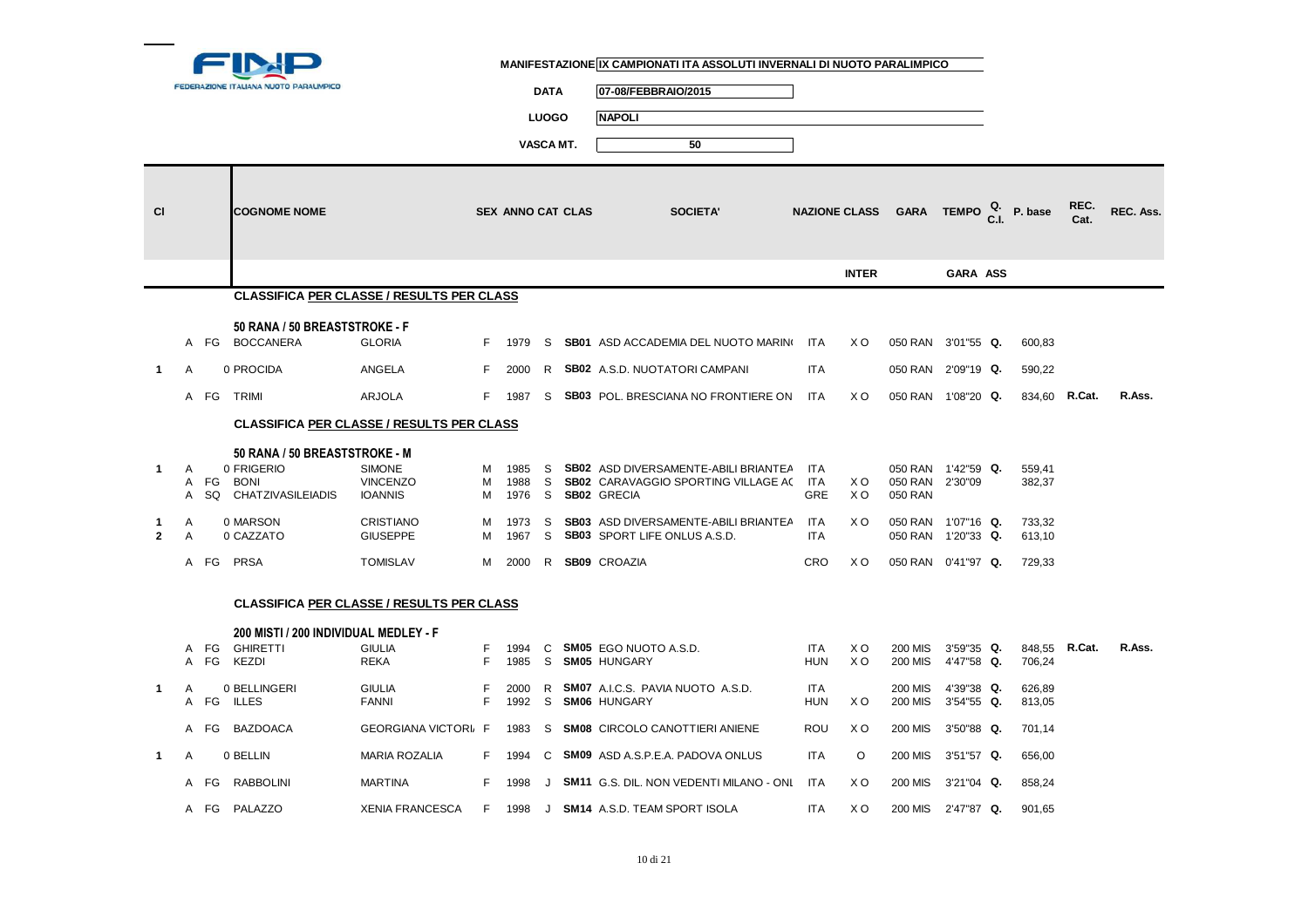FEDERAZIONE ITALIANA NUOTO PARALIMPICO

MANIFESTAZIONE IX CAMPIONATI ITA ASSOLUTI INVERNALI DI NUOTO PARALIMPICO

DATA 07-08/FEBBRAIO/2015

LUOGO NAPOLI

VASCA MT. 50

| Cl | | | COGNOME NOME | | SEX | ANNO | CAT | CLAS | SOCIETA' | NAZIONE | CLASS INTER | GARA | TEMPO GARA | Q. C.I. | P. base | REC. Cat. | REC. Ass. |
|---|---|---|---|---|---|---|---|---|---|---|---|---|---|---|---|---|---|
| | | | **CLASSIFICA PER CLASSE / RESULTS PER CLASS** | | | | | | | | | | | | | | |
| | | | **50 RANA / 50 BREASTSTROKE - F** | | | | | | | | | | | | | | |
| | A | FG | BOCCANERA | GLORIA | F | 1979 | S | SB01 | ASD ACCADEMIA DEL NUOTO MARIN | ITA | X O | 050 RAN | 3'01"55 | Q. | 600,83 | | |
| 1 | A | | 0 PROCIDA | ANGELA | F | 2000 | R | SB02 | A.S.D. NUOTATORI CAMPANI | ITA | | 050 RAN | 2'09"19 | Q. | 590,22 | | |
| | A | FG | TRIMI | ARJOLA | F | 1987 | S | SB03 | POL. BRESCIANA NO FRONTIERE ON | ITA | X O | 050 RAN | 1'08"20 | Q. | 834,60 | R.Cat. | R.Ass. |
| | | | **CLASSIFICA PER CLASSE / RESULTS PER CLASS** | | | | | | | | | | | | | | |
| | | | **50 RANA / 50 BREASTSTROKE - M** | | | | | | | | | | | | | | |
| 1 | A | | 0 FRIGERIO | SIMONE | M | 1985 | S | SB02 | ASD DIVERSAMENTE-ABILI BRIANTEA | ITA | | 050 RAN | 1'42"59 | Q. | 559,41 | | |
| | A | FG | BONI | VINCENZO | M | 1988 | S | SB02 | CARAVAGGIO SPORTING VILLAGE AC | ITA | X O | 050 RAN | 2'30"09 | | 382,37 | | |
| | A | SQ | CHATZIVASILEIADIS | IOANNIS | M | 1976 | S | SB02 | GRECIA | GRE | X O | 050 RAN | | | | | |
| 1 | A | | 0 MARSON | CRISTIANO | M | 1973 | S | SB03 | ASD DIVERSAMENTE-ABILI BRIANTEA | ITA | X O | 050 RAN | 1'07"16 | Q. | 733,32 | | |
| 2 | A | | 0 CAZZATO | GIUSEPPE | M | 1967 | S | SB03 | SPORT LIFE ONLUS A.S.D. | ITA | | 050 RAN | 1'20"33 | Q. | 613,10 | | |
| | A | FG | PRSA | TOMISLAV | M | 2000 | R | SB09 | CROAZIA | CRO | X O | 050 RAN | 0'41"97 | Q. | 729,33 | | |
| | | | **CLASSIFICA PER CLASSE / RESULTS PER CLASS** | | | | | | | | | | | | | | |
| | | | **200 MISTI / 200 INDIVIDUAL MEDLEY - F** | | | | | | | | | | | | | | |
| | A | FG | GHIRETTI | GIULIA | F | 1994 | C | SM05 | EGO NUOTO A.S.D. | ITA | X O | 200 MIS | 3'59"35 | Q. | 848,55 | R.Cat. | R.Ass. |
| | A | FG | KEZDI | REKA | F | 1985 | S | SM05 | HUNGARY | HUN | X O | 200 MIS | 4'47"58 | Q. | 706,24 | | |
| 1 | A | | 0 BELLINGERI | GIULIA | F | 2000 | R | SM07 | A.I.C.S. PAVIA NUOTO A.S.D. | ITA | | 200 MIS | 4'39"38 | Q. | 626,89 | | |
| | A | FG | ILLES | FANNI | F | 1992 | S | SM06 | HUNGARY | HUN | X O | 200 MIS | 3'54"55 | Q. | 813,05 | | |
| | A | FG | BAZDOACA | GEORGIANA VICTORI | F | 1983 | S | SM08 | CIRCOLO CANOTTIERI ANIENE | ROU | X O | 200 MIS | 3'50"88 | Q. | 701,14 | | |
| 1 | A | | 0 BELLIN | MARIA ROZALIA | F | 1994 | C | SM09 | ASD A.S.P.E.A. PADOVA ONLUS | ITA | O | 200 MIS | 3'51"57 | Q. | 656,00 | | |
| | A | FG | RABBOLINI | MARTINA | F | 1998 | J | SM11 | G.S. DIL. NON VEDENTI MILANO - ONL | ITA | X O | 200 MIS | 3'21"04 | Q. | 858,24 | | |
| | A | FG | PALAZZO | XENIA FRANCESCA | F | 1998 | J | SM14 | A.S.D. TEAM SPORT ISOLA | ITA | X O | 200 MIS | 2'47"87 | Q. | 901,65 | | |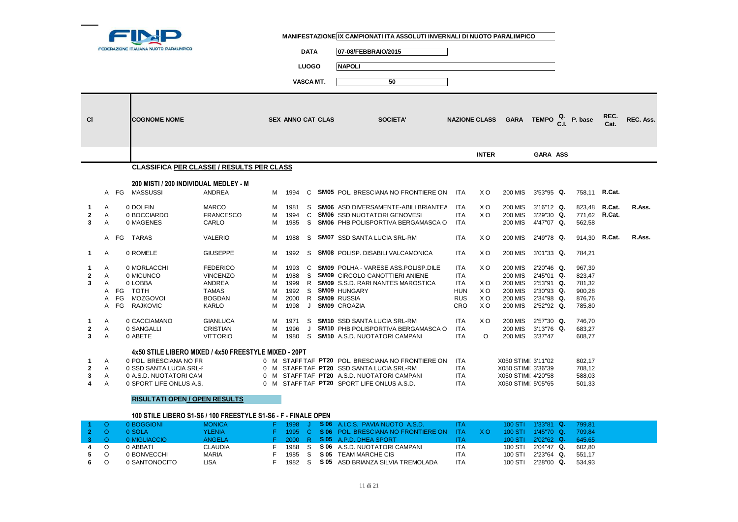**MANIFESTAZIONE** IX CAMPIONATI ITA ASSOLUTI INVERNALI DI NUOTO PARALIMPICO

**DATA** 07-08/FEBBRAIO/2015

**LUOGO** NAPOLI

**VASCA MT.** 50

| Cl | | | COGNOME NOME | | SEX | ANNO | CAT | CLAS | SOCIETA' | NAZIONE | CLASS INTER | GARA | TEMPO GARA | Q. C.I. ASS | P. base | REC. Cat. | REC. Ass. |
|---|---|---|---|---|---|---|---|---|---|---|---|---|---|---|---|---|---|
| | | | **CLASSIFICA PER CLASSE / RESULTS PER CLASS** | | | | | | | | | | | | | | |
| | | | **200 MISTI / 200 INDIVIDUAL MEDLEY - M** | | | | | | | | | | | | | | |
| | A | FG | MASSUSSI | ANDREA | M | 1994 | C | SM05 | POL. BRESCIANA NO FRONTIERE ON | ITA | X O | 200 MIS | 3'53"95 | Q. | 758,11 | R.Cat. | |
| 1 | A | | 0 DOLFIN | MARCO | M | 1981 | S | SM06 | ASD DIVERSAMENTE-ABILI BRIANTEA | ITA | X O | 200 MIS | 3'16"12 | Q. | 823,48 | R.Cat. | R.Ass. |
| 2 | A | | 0 BOCCIARDO | FRANCESCO | M | 1994 | C | SM06 | SSD NUOTATORI GENOVESI | ITA | X O | 200 MIS | 3'29"30 | Q. | 771,62 | R.Cat. | |
| 3 | A | | 0 MAGENES | CARLO | M | 1985 | S | SM06 | PHB POLISPORTIVA BERGAMASCA O | ITA | | 200 MIS | 4'47"07 | Q. | 562,58 | | |
| | A | FG | TARAS | VALERIO | M | 1988 | S | SM07 | SSD SANTA LUCIA SRL-RM | ITA | X O | 200 MIS | 2'49"78 | Q. | 914,30 | R.Cat. | R.Ass. |
| 1 | A | | 0 ROMELE | GIUSEPPE | M | 1992 | S | SM08 | POLISP. DISABILI VALCAMONICA | ITA | X O | 200 MIS | 3'01"33 | Q. | 784,21 | | |
| 1 | A | | 0 MORLACCHI | FEDERICO | M | 1993 | C | SM09 | POLHA - VARESE ASS.POLISP.DILE | ITA | X O | 200 MIS | 2'20"46 | Q. | 967,39 | | |
| 2 | A | | 0 MICUNCO | VINCENZO | M | 1988 | S | SM09 | CIRCOLO CANOTTIERI ANIENE | ITA | | 200 MIS | 2'45"01 | Q. | 823,47 | | |
| 3 | A | | 0 LOBBA | ANDREA | M | 1999 | R | SM09 | S.S.D. RARI NANTES MAROSTICA | ITA | X O | 200 MIS | 2'53"91 | Q. | 781,32 | | |
| | A | FG | TOTH | TAMAS | M | 1992 | S | SM09 | HUNGARY | HUN | X O | 200 MIS | 2'30"93 | Q. | 900,28 | | |
| | A | FG | MOZGOVOI | BOGDAN | M | 2000 | R | SM09 | RUSSIA | RUS | X O | 200 MIS | 2'34"98 | Q. | 876,76 | | |
| | A | FG | RAJKOVIC | KARLO | M | 1998 | J | SM09 | CROAZIA | CRO | X O | 200 MIS | 2'52"92 | Q. | 785,80 | | |
| 1 | A | | 0 CACCIAMANO | GIANLUCA | M | 1971 | S | SM10 | SSD SANTA LUCIA SRL-RM | ITA | X O | 200 MIS | 2'57"30 | Q. | 746,70 | | |
| 2 | A | | 0 SANGALLI | CRISTIAN | M | 1996 | J | SM10 | PHB POLISPORTIVA BERGAMASCA O | ITA | | 200 MIS | 3'13"76 | Q. | 683,27 | | |
| 3 | A | | 0 ABETE | VITTORIO | M | 1980 | S | SM10 | A.S.D. NUOTATORI CAMPANI | ITA | O | 200 MIS | 3'37"47 | | 608,77 | | |
| | | | **4x50 STILE LIBERO MIXED / 4x50 FREESTYLE MIXED - 20PT** | | | | | | | | | | | | | | |
| 1 | A | | 0 POL. BRESCIANA NO FR | | 0 M | STAFF | TAF | PT20 | POL. BRESCIANA NO FRONTIERE ON | ITA | | X050 STIMI | 3'11"02 | | 802,17 | | |
| 2 | A | | 0 SSD SANTA LUCIA SRL-I | | 0 M | STAFF | TAF | PT20 | SSD SANTA LUCIA SRL-RM | ITA | | X050 STIMI | 3'36"39 | | 708,12 | | |
| 3 | A | | 0 A.S.D. NUOTATORI CAM | | 0 M | STAFF | TAF | PT20 | A.S.D. NUOTATORI CAMPANI | ITA | | X050 STIMI | 4'20"58 | | 588,03 | | |
| 4 | A | | 0 SPORT LIFE ONLUS A.S. | | 0 M | STAFF | TAF | PT20 | SPORT LIFE ONLUS A.S.D. | ITA | | X050 STIMI | 5'05"65 | | 501,33 | | |
| | | | **RISULTATI OPEN / OPEN RESULTS** | | | | | | | | | | | | | | |
| | | | **100 STILE LIBERO S1-S6 / 100 FREESTYLE S1-S6 - F - FINALE OPEN** | | | | | | | | | | | | | | |
| 1 | O | | 0 BOGGIONI | MONICA | F | 1998 | J | S 06 | A.I.C.S. PAVIA NUOTO A.S.D. | ITA | | 100 STI | 1'33"81 | Q. | 799,81 | | |
| 2 | O | | 0 SOLA | YLENIA | F | 1995 | C | S 06 | POL. BRESCIANA NO FRONTIERE ON | ITA | X O | 100 STI | 1'45"70 | Q. | 709,84 | | |
| 3 | O | | 0 MIGLIACCIO | ANGELA | F | 2000 | R | S 05 | A.P.D. DHEA SPORT | ITA | | 100 STI | 2'02"62 | Q. | 645,65 | | |
| 4 | O | | 0 ABBATI | CLAUDIA | F | 1988 | S | S 06 | A.S.D. NUOTATORI CAMPANI | ITA | | 100 STI | 2'04"47 | Q. | 602,80 | | |
| 5 | O | | 0 BONVECCHI | MARIA | F | 1985 | S | S 05 | TEAM MARCHE CIS | ITA | | 100 STI | 2'23"64 | Q. | 551,17 | | |
| 6 | O | | 0 SANTONOCITO | LISA | F | 1982 | S | S 05 | ASD BRIANZA SILVIA TREMOLADA | ITA | | 100 STI | 2'28"00 | Q. | 534,93 | | |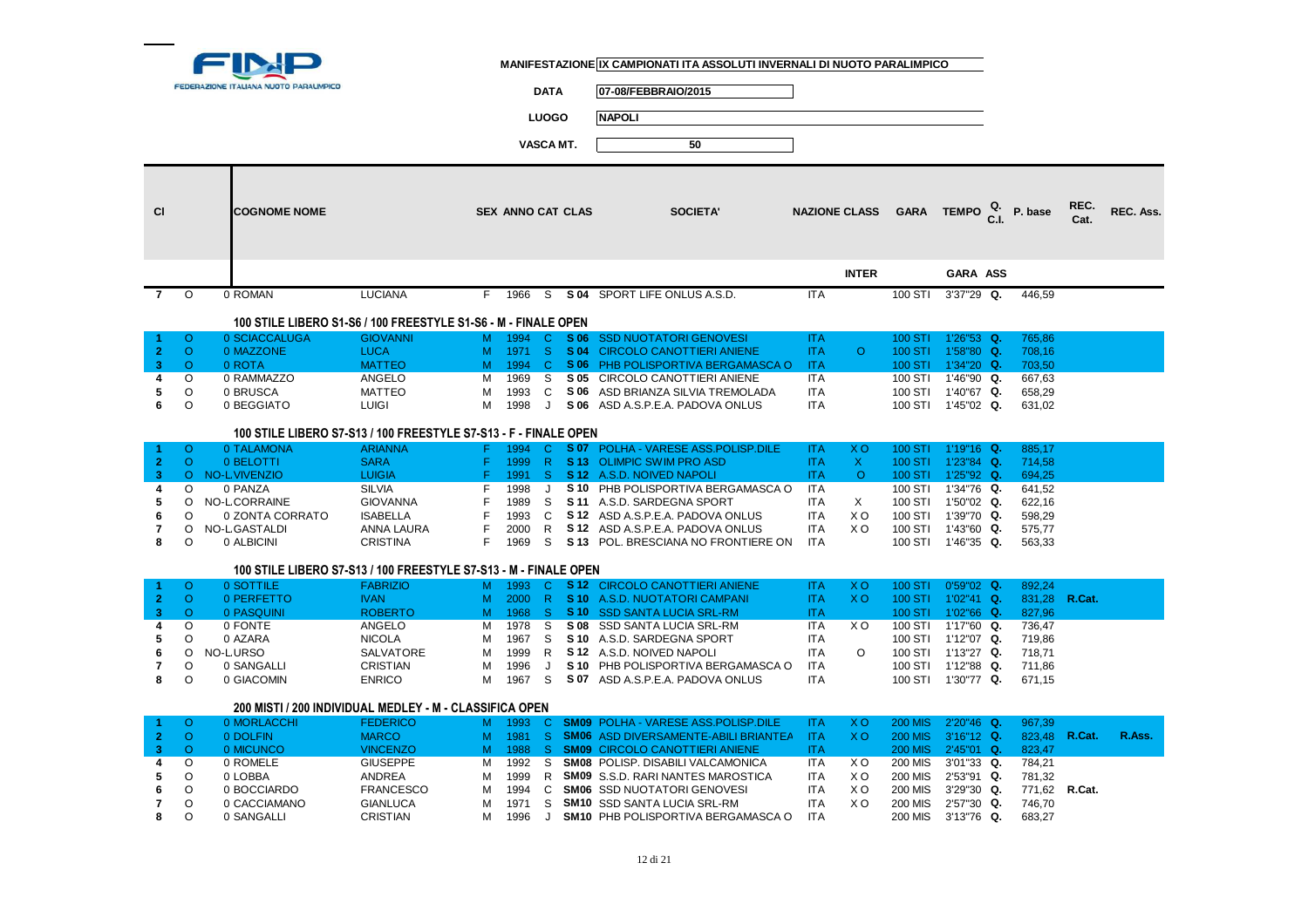**MANIFESTAZIONE** IX CAMPIONATI ITA ASSOLUTI INVERNALI DI NUOTO PARALIMPICO

**DATA** 07-08/FEBBRAIO/2015

**LUOGO** NAPOLI

**VASCA MT.** 50

| Cl | | COGNOME NOME | | SEX | ANNO | CAT | CLAS | SOCIETA' | NAZIONE | CLASS INTER | GARA | TEMPO GARA | Q. C.I. ASS | P. base | REC. Cat. | REC. Ass. |
|---|---|---|---|---|---|---|---|---|---|---|---|---|---|---|---|---|
| 7 | O | 0 ROMAN | LUCIANA | F | 1966 | S | S 04 | SPORT LIFE ONLUS A.S.D. | ITA | | 100 STI | 3'37"29 | Q. | 446,59 | | |

**100 STILE LIBERO S1-S6 / 100 FREESTYLE S1-S6 - M - FINALE OPEN**

| Cl | | COGNOME NOME | | SEX | ANNO | CAT | CLAS | SOCIETA' | NAZIONE | CLASS INTER | GARA | TEMPO GARA | Q. C.I. ASS | P. base | REC. Cat. | REC. Ass. |
|---|---|---|---|---|---|---|---|---|---|---|---|---|---|---|---|---|
| 1 | O | 0 SCIACCALUGA | GIOVANNI | M | 1994 | C | S 06 | SSD NUOTATORI GENOVESI | ITA | | 100 STI | 1'26"53 | Q. | 765,86 | | |
| 2 | O | 0 MAZZONE | LUCA | M | 1971 | S | S 04 | CIRCOLO CANOTTIERI ANIENE | ITA | O | 100 STI | 1'58"80 | Q. | 708,16 | | |
| 3 | O | 0 ROTA | MATTEO | M | 1994 | C | S 06 | PHB POLISPORTIVA BERGAMASCA O | ITA | | 100 STI | 1'34"20 | Q. | 703,50 | | |
| 4 | O | 0 RAMMAZZO | ANGELO | M | 1969 | S | S 05 | CIRCOLO CANOTTIERI ANIENE | ITA | | 100 STI | 1'46"90 | Q. | 667,63 | | |
| 5 | O | 0 BRUSCA | MATTEO | M | 1993 | C | S 06 | ASD BRIANZA SILVIA TREMOLADA | ITA | | 100 STI | 1'40"67 | Q. | 658,29 | | |
| 6 | O | 0 BEGGIATO | LUIGI | M | 1998 | J | S 06 | ASD A.S.P.E.A. PADOVA ONLUS | ITA | | 100 STI | 1'45"02 | Q. | 631,02 | | |

**100 STILE LIBERO S7-S13 / 100 FREESTYLE S7-S13 - F - FINALE OPEN**

| Cl | | COGNOME NOME | | SEX | ANNO | CAT | CLAS | SOCIETA' | NAZIONE | CLASS INTER | GARA | TEMPO GARA | Q. C.I. ASS | P. base | REC. Cat. | REC. Ass. |
|---|---|---|---|---|---|---|---|---|---|---|---|---|---|---|---|---|
| 1 | O | 0 TALAMONA | ARIANNA | F | 1994 | C | S 07 | POLHA - VARESE ASS.POLISP.DILE | ITA | X O | 100 STI | 1'19"16 | Q. | 885,17 | | |
| 2 | O | 0 BELOTTI | SARA | F | 1999 | R | S 13 | OLIMPIC SWIM PRO ASD | ITA | X | 100 STI | 1'23"84 | Q. | 714,58 | | |
| 3 | O | NO-L.VIVENZIO | LUIGIA | F | 1991 | S | S 12 | A.S.D. NOIVED NAPOLI | ITA | O | 100 STI | 1'25"92 | Q. | 694,25 | | |
| 4 | O | 0 PANZA | SILVIA | F | 1998 | J | S 10 | PHB POLISPORTIVA BERGAMASCA O | ITA | | 100 STI | 1'34"76 | Q. | 641,52 | | |
| 5 | O | NO-L.CORRAINE | GIOVANNA | F | 1989 | S | S 11 | A.S.D. SARDEGNA SPORT | ITA | X | 100 STI | 1'50"02 | Q. | 622,16 | | |
| 6 | O | 0 ZONTA CORRATO | ISABELLA | F | 1993 | C | S 12 | ASD A.S.P.E.A. PADOVA ONLUS | ITA | X O | 100 STI | 1'39"70 | Q. | 598,29 | | |
| 7 | O | NO-L.GASTALDI | ANNA LAURA | F | 2000 | R | S 12 | ASD A.S.P.E.A. PADOVA ONLUS | ITA | X O | 100 STI | 1'43"60 | Q. | 575,77 | | |
| 8 | O | 0 ALBICINI | CRISTINA | F | 1969 | S | S 13 | POL. BRESCIANA NO FRONTIERE ON | ITA | | 100 STI | 1'46"35 | Q. | 563,33 | | |

**100 STILE LIBERO S7-S13 / 100 FREESTYLE S7-S13 - M - FINALE OPEN**

| Cl | | COGNOME NOME | | SEX | ANNO | CAT | CLAS | SOCIETA' | NAZIONE | CLASS INTER | GARA | TEMPO GARA | Q. C.I. ASS | P. base | REC. Cat. | REC. Ass. |
|---|---|---|---|---|---|---|---|---|---|---|---|---|---|---|---|---|
| 1 | O | 0 SOTTILE | FABRIZIO | M | 1993 | C | S 12 | CIRCOLO CANOTTIERI ANIENE | ITA | X O | 100 STI | 0'59"02 | Q. | 892,24 | | |
| 2 | O | 0 PERFETTO | IVAN | M | 2000 | R | S 10 | A.S.D. NUOTATORI CAMPANI | ITA | X O | 100 STI | 1'02"41 | Q. | 831,28 | R.Cat. | |
| 3 | O | 0 PASQUINI | ROBERTO | M | 1968 | S | S 10 | SSD SANTA LUCIA SRL-RM | ITA | | 100 STI | 1'02"66 | Q. | 827,96 | | |
| 4 | O | 0 FONTE | ANGELO | M | 1978 | S | S 08 | SSD SANTA LUCIA SRL-RM | ITA | X O | 100 STI | 1'17"60 | Q. | 736,47 | | |
| 5 | O | 0 AZARA | NICOLA | M | 1967 | S | S 10 | A.S.D. SARDEGNA SPORT | ITA | | 100 STI | 1'12"07 | Q. | 719,86 | | |
| 6 | O | NO-L.URSO | SALVATORE | M | 1999 | R | S 12 | A.S.D. NOIVED NAPOLI | ITA | O | 100 STI | 1'13"27 | Q. | 718,71 | | |
| 7 | O | 0 SANGALLI | CRISTIAN | M | 1996 | J | S 10 | PHB POLISPORTIVA BERGAMASCA O | ITA | | 100 STI | 1'12"88 | Q. | 711,86 | | |
| 8 | O | 0 GIACOMIN | ENRICO | M | 1967 | S | S 07 | ASD A.S.P.E.A. PADOVA ONLUS | ITA | | 100 STI | 1'30"77 | Q. | 671,15 | | |

**200 MISTI / 200 INDIVIDUAL MEDLEY - M - CLASSIFICA OPEN**

| Cl | | COGNOME NOME | | SEX | ANNO | CAT | CLAS | SOCIETA' | NAZIONE | CLASS INTER | GARA | TEMPO GARA | Q. C.I. ASS | P. base | REC. Cat. | REC. Ass. |
|---|---|---|---|---|---|---|---|---|---|---|---|---|---|---|---|---|
| 1 | O | 0 MORLACCHI | FEDERICO | M | 1993 | C | SM09 | POLHA - VARESE ASS.POLISP.DILE | ITA | X O | 200 MIS | 2'20"46 | Q. | 967,39 | | |
| 2 | O | 0 DOLFIN | MARCO | M | 1981 | S | SM06 | ASD DIVERSAMENTE-ABILI BRIANTEA | ITA | X O | 200 MIS | 3'16"12 | Q. | 823,48 | R.Cat. | R.Ass. |
| 3 | O | 0 MICUNCO | VINCENZO | M | 1988 | S | SM09 | CIRCOLO CANOTTIERI ANIENE | ITA | | 200 MIS | 2'45"01 | Q. | 823,47 | | |
| 4 | O | 0 ROMELE | GIUSEPPE | M | 1992 | S | SM08 | POLISP. DISABILI VALCAMONICA | ITA | X O | 200 MIS | 3'01"33 | Q. | 784,21 | | |
| 5 | O | 0 LOBBA | ANDREA | M | 1999 | R | SM09 | S.S.D. RARI NANTES MAROSTICA | ITA | X O | 200 MIS | 2'53"91 | Q. | 781,32 | | |
| 6 | O | 0 BOCCIARDO | FRANCESCO | M | 1994 | C | SM06 | SSD NUOTATORI GENOVESI | ITA | X O | 200 MIS | 3'29"30 | Q. | 771,62 | R.Cat. | |
| 7 | O | 0 CACCIAMANO | GIANLUCA | M | 1971 | S | SM10 | SSD SANTA LUCIA SRL-RM | ITA | X O | 200 MIS | 2'57"30 | Q. | 746,70 | | |
| 8 | O | 0 SANGALLI | CRISTIAN | M | 1996 | J | SM10 | PHB POLISPORTIVA BERGAMASCA O | ITA | | 200 MIS | 3'13"76 | Q. | 683,27 | | |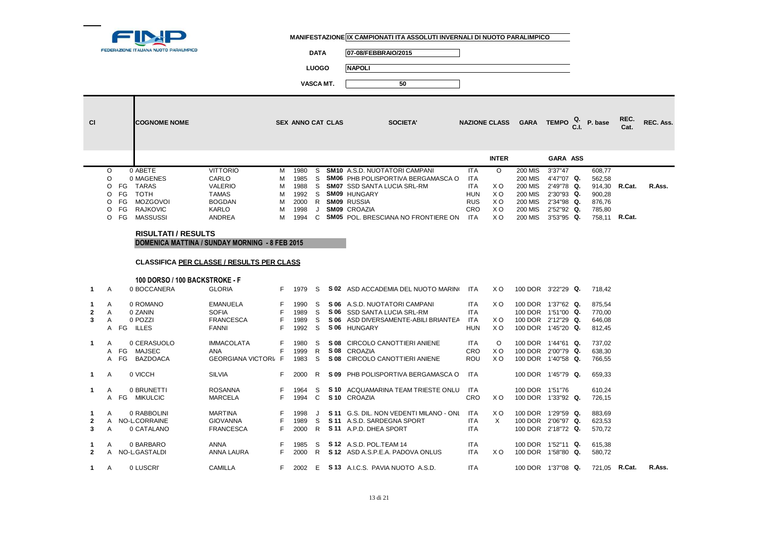FEDERAZIONE ITALIANA NUOTO PARALIMPICO

**MANIFESTAZIONE** IX CAMPIONATI ITA ASSOLUTI INVERNALI DI NUOTO PARALIMPICO

**DATA** 07-08/FEBBRAIO/2015

**LUOGO** NAPOLI

**VASCA MT.** 50

| Cl | | | COGNOME NOME | | SEX | ANNO | CAT | CLAS | SOCIETA' | NAZIONE | CLASS INTER | GARA | TEMPO GARA | Q. C.I. | P. base | REC. Cat. | REC. Ass. |
|---|---|---|---|---|---|---|---|---|---|---|---|---|---|---|---|---|---|
| | O | | 0 ABETE | VITTORIO | M | 1980 | S | SM10 | A.S.D. NUOTATORI CAMPANI | ITA | O | 200 MIS | 3'37"47 | | 608,77 | | |
| | O | | 0 MAGENES | CARLO | M | 1985 | S | SM06 | PHB POLISPORTIVA BERGAMASCA O | ITA | | 200 MIS | 4'47"07 | Q. | 562,58 | | |
| | O | FG | TARAS | VALERIO | M | 1988 | S | SM07 | SSD SANTA LUCIA SRL-RM | ITA | X O | 200 MIS | 2'49"78 | Q. | 914,30 | R.Cat. | R.Ass. |
| | O | FG | TOTH | TAMAS | M | 1992 | S | SM09 | HUNGARY | HUN | X O | 200 MIS | 2'30"93 | Q. | 900,28 | | |
| | O | FG | MOZGOVOI | BOGDAN | M | 2000 | R | SM09 | RUSSIA | RUS | X O | 200 MIS | 2'34"98 | Q. | 876,76 | | |
| | O | FG | RAJKOVIC | KARLO | M | 1998 | J | SM09 | CROAZIA | CRO | X O | 200 MIS | 2'52"92 | Q. | 785,80 | | |
| | O | FG | MASSUSSI | ANDREA | M | 1994 | C | SM05 | POL. BRESCIANA NO FRONTIERE ON | ITA | X O | 200 MIS | 3'53"95 | Q. | 758,11 | R.Cat. | |

**RISULTATI / RESULTS**

**DOMENICA MATTINA / SUNDAY MORNING - 8 FEB 2015**

**CLASSIFICA PER CLASSE / RESULTS PER CLASS**

**100 DORSO / 100 BACKSTROKE - F**

| Cl | | | COGNOME NOME | | SEX | ANNO | CAT | CLAS | SOCIETA' | NAZIONE | CLASS INTER | GARA | TEMPO GARA | Q. C.I. | P. base | REC. Cat. | REC. Ass. |
|---|---|---|---|---|---|---|---|---|---|---|---|---|---|---|---|---|---|
| 1 | A | | 0 BOCCANERA | GLORIA | F | 1979 | S | S 02 | ASD ACCADEMIA DEL NUOTO MARIN( | ITA | X O | 100 DOR | 3'22"29 | Q. | 718,42 | | |
| 1 | A | | 0 ROMANO | EMANUELA | F | 1990 | S | S 06 | A.S.D. NUOTATORI CAMPANI | ITA | X O | 100 DOR | 1'37"62 | Q. | 875,54 | | |
| 2 | A | | 0 ZANIN | SOFIA | F | 1989 | S | S 06 | SSD SANTA LUCIA SRL-RM | ITA | | 100 DOR | 1'51"00 | Q. | 770,00 | | |
| 3 | A | | 0 POZZI | FRANCESCA | F | 1989 | S | S 06 | ASD DIVERSAMENTE-ABILI BRIANTEA | ITA | X O | 100 DOR | 2'12"29 | Q. | 646,08 | | |
| | A | FG | ILLES | FANNI | F | 1992 | S | S 06 | HUNGARY | HUN | X O | 100 DOR | 1'45"20 | Q. | 812,45 | | |
| 1 | A | | 0 CERASUOLO | IMMACOLATA | F | 1980 | S | S 08 | CIRCOLO CANOTTIERI ANIENE | ITA | O | 100 DOR | 1'44"61 | Q. | 737,02 | | |
| | A | FG | MAJSEC | ANA | F | 1999 | R | S 08 | CROAZIA | CRO | X O | 100 DOR | 2'00"79 | Q. | 638,30 | | |
| | A | FG | BAZDOACA | GEORGIANA VICTORI/ | F | 1983 | S | S 08 | CIRCOLO CANOTTIERI ANIENE | ROU | X O | 100 DOR | 1'40"58 | Q. | 766,55 | | |
| 1 | A | | 0 VICCH | SILVIA | F | 2000 | R | S 09 | PHB POLISPORTIVA BERGAMASCA O | ITA | | 100 DOR | 1'45"79 | Q. | 659,33 | | |
| 1 | A | | 0 BRUNETTI | ROSANNA | F | 1964 | S | S 10 | ACQUAMARINA TEAM TRIESTE ONLU | ITA | | 100 DOR | 1'51"76 | | 610,24 | | |
| | A | FG | MIKULCIC | MARCELA | F | 1994 | C | S 10 | CROAZIA | CRO | X O | 100 DOR | 1'33"92 | Q. | 726,15 | | |
| 1 | A | | 0 RABBOLINI | MARTINA | F | 1998 | J | S 11 | G.S. DIL. NON VEDENTI MILANO - ONL | ITA | X O | 100 DOR | 1'29"59 | Q. | 883,69 | | |
| 2 | A | NO-L | CORRAINE | GIOVANNA | F | 1989 | S | S 11 | A.S.D. SARDEGNA SPORT | ITA | X | 100 DOR | 2'06"97 | Q. | 623,53 | | |
| 3 | A | | 0 CATALANO | FRANCESCA | F | 2000 | R | S 11 | A.P.D. DHEA SPORT | ITA | | 100 DOR | 2'18"72 | Q. | 570,72 | | |
| 1 | A | | 0 BARBARO | ANNA | F | 1985 | S | S 12 | A.S.D. POL.TEAM 14 | ITA | | 100 DOR | 1'52"11 | Q. | 615,38 | | |
| 2 | A | NO-L | GASTALDI | ANNA LAURA | F | 2000 | R | S 12 | ASD A.S.P.E.A. PADOVA ONLUS | ITA | X O | 100 DOR | 1'58"80 | Q. | 580,72 | | |
| 1 | A | | 0 LUSCRI' | CAMILLA | F | 2002 | E | S 13 | A.I.C.S. PAVIA NUOTO A.S.D. | ITA | | 100 DOR | 1'37"08 | Q. | 721,05 | R.Cat. | R.Ass. |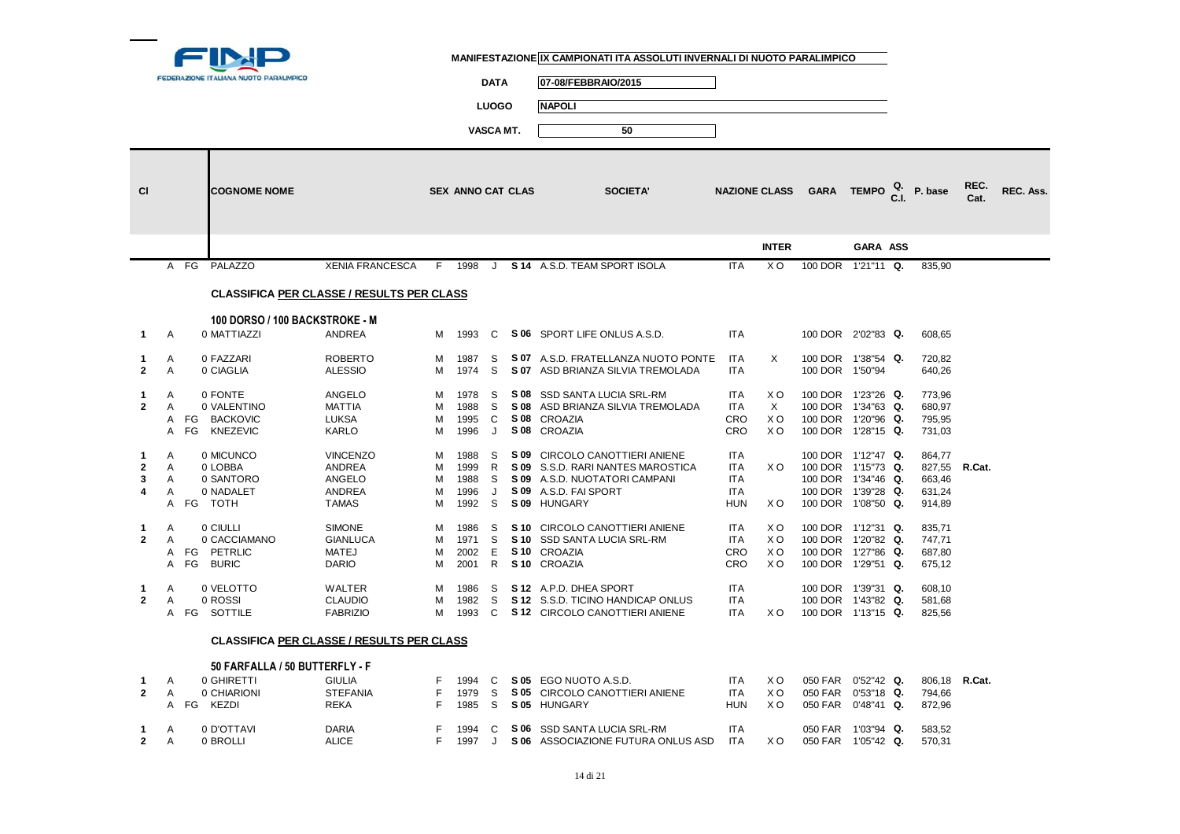**FEDERAZIONE ITALIANA NUOTO PARALIMPICO**

**MANIFESTAZIONE** IX CAMPIONATI ITA ASSOLUTI INVERNALI DI NUOTO PARALIMPICO

**DATA** 07-08/FEBBRAIO/2015

**LUOGO** NAPOLI

**VASCA MT.** 50

| Cl | | | COGNOME NOME | | SEX | ANNO | CAT | CLAS | SOCIETA' | NAZIONE | CLASS INTER | GARA | TEMPO GARA | Q. C.I. ASS | P. base | REC. Cat. | REC. Ass. |
|---|---|---|---|---|---|---|---|---|---|---|---|---|---|---|---|---|---|
| | A | FG | PALAZZO | XENIA FRANCESCA | F | 1998 | J | S 14 | A.S.D. TEAM SPORT ISOLA | ITA | X O | 100 DOR | 1'21"11 | Q. | 835,90 | | |

## CLASSIFICA PER CLASSE / RESULTS PER CLASS

### 100 DORSO / 100 BACKSTROKE - M

| Cl | | | COGNOME NOME | | SEX | ANNO | CAT | CLAS | SOCIETA' | NAZIONE | CLASS INTER | GARA | TEMPO GARA | Q. C.I. ASS | P. base | REC. Cat. | REC. Ass. |
|---|---|---|---|---|---|---|---|---|---|---|---|---|---|---|---|---|---|
| 1 | A | | 0 MATTIAZZI | ANDREA | M | 1993 | C | S 06 | SPORT LIFE ONLUS A.S.D. | ITA | | 100 DOR | 2'02"83 | Q. | 608,65 | | |
| 1 | A | | 0 FAZZARI | ROBERTO | M | 1987 | S | S 07 | A.S.D. FRATELLANZA NUOTO PONTE | ITA | X | 100 DOR | 1'38"54 | Q. | 720,82 | | |
| 2 | A | | 0 CIAGLIA | ALESSIO | M | 1974 | S | S 07 | ASD BRIANZA SILVIA TREMOLADA | ITA | | 100 DOR | 1'50"94 | | 640,26 | | |
| 1 | A | | 0 FONTE | ANGELO | M | 1978 | S | S 08 | SSD SANTA LUCIA SRL-RM | ITA | X O | 100 DOR | 1'23"26 | Q. | 773,96 | | |
| 2 | A | | 0 VALENTINO | MATTIA | M | 1988 | S | S 08 | ASD BRIANZA SILVIA TREMOLADA | ITA | X | 100 DOR | 1'34"63 | Q. | 680,97 | | |
| | A | FG | BACKOVIC | LUKSA | M | 1995 | C | S 08 | CROAZIA | CRO | X O | 100 DOR | 1'20"96 | Q. | 795,95 | | |
| | A | FG | KNEZEVIC | KARLO | M | 1996 | J | S 08 | CROAZIA | CRO | X O | 100 DOR | 1'28"15 | Q. | 731,03 | | |
| 1 | A | | 0 MICUNCO | VINCENZO | M | 1988 | S | S 09 | CIRCOLO CANOTTIERI ANIENE | ITA | | 100 DOR | 1'12"47 | Q. | 864,77 | | |
| 2 | A | | 0 LOBBA | ANDREA | M | 1999 | R | S 09 | S.S.D. RARI NANTES MAROSTICA | ITA | X O | 100 DOR | 1'15"73 | Q. | 827,55 | R.Cat. | |
| 3 | A | | 0 SANTORO | ANGELO | M | 1988 | S | S 09 | A.S.D. NUOTATORI CAMPANI | ITA | | 100 DOR | 1'34"46 | Q. | 663,46 | | |
| 4 | A | | 0 NADALET | ANDREA | M | 1996 | J | S 09 | A.S.D. FAI SPORT | ITA | | 100 DOR | 1'39"28 | Q. | 631,24 | | |
| | A | FG | TOTH | TAMAS | M | 1992 | S | S 09 | HUNGARY | HUN | X O | 100 DOR | 1'08"50 | Q. | 914,89 | | |
| 1 | A | | 0 CIULLI | SIMONE | M | 1986 | S | S 10 | CIRCOLO CANOTTIERI ANIENE | ITA | X O | 100 DOR | 1'12"31 | Q. | 835,71 | | |
| 2 | A | | 0 CACCIAMANO | GIANLUCA | M | 1971 | S | S 10 | SSD SANTA LUCIA SRL-RM | ITA | X O | 100 DOR | 1'20"82 | Q. | 747,71 | | |
| | A | FG | PETRLIC | MATEJ | M | 2002 | E | S 10 | CROAZIA | CRO | X O | 100 DOR | 1'27"86 | Q. | 687,80 | | |
| | A | FG | BURIC | DARIO | M | 2001 | R | S 10 | CROAZIA | CRO | X O | 100 DOR | 1'29"51 | Q. | 675,12 | | |
| 1 | A | | 0 VELOTTO | WALTER | M | 1986 | S | S 12 | A.P.D. DHEA SPORT | ITA | | 100 DOR | 1'39"31 | Q. | 608,10 | | |
| 2 | A | | 0 ROSSI | CLAUDIO | M | 1982 | S | S 12 | S.S.D. TICINO HANDICAP ONLUS | ITA | | 100 DOR | 1'43"82 | Q. | 581,68 | | |
| | A | FG | SOTTILE | FABRIZIO | M | 1993 | C | S 12 | CIRCOLO CANOTTIERI ANIENE | ITA | X O | 100 DOR | 1'13"15 | Q. | 825,56 | | |

## CLASSIFICA PER CLASSE / RESULTS PER CLASS

### 50 FARFALLA / 50 BUTTERFLY - F

| Cl | | | COGNOME NOME | | SEX | ANNO | CAT | CLAS | SOCIETA' | NAZIONE | CLASS INTER | GARA | TEMPO GARA | Q. C.I. ASS | P. base | REC. Cat. | REC. Ass. |
|---|---|---|---|---|---|---|---|---|---|---|---|---|---|---|---|---|---|
| 1 | A | | 0 GHIRETTI | GIULIA | F | 1994 | C | S 05 | EGO NUOTO A.S.D. | ITA | X O | 050 FAR | 0'52"42 | Q. | 806,18 | R.Cat. | |
| 2 | A | | 0 CHIARIONI | STEFANIA | F | 1979 | S | S 05 | CIRCOLO CANOTTIERI ANIENE | ITA | X O | 050 FAR | 0'53"18 | Q. | 794,66 | | |
| | A | FG | KEZDI | REKA | F | 1985 | S | S 05 | HUNGARY | HUN | X O | 050 FAR | 0'48"41 | Q. | 872,96 | | |
| 1 | A | | 0 D'OTTAVI | DARIA | F | 1994 | C | S 06 | SSD SANTA LUCIA SRL-RM | ITA | | 050 FAR | 1'03"94 | Q. | 583,52 | | |
| 2 | A | | 0 BROLLI | ALICE | F | 1997 | J | S 06 | ASSOCIAZIONE FUTURA ONLUS ASD | ITA | X O | 050 FAR | 1'05"42 | Q. | 570,31 | | |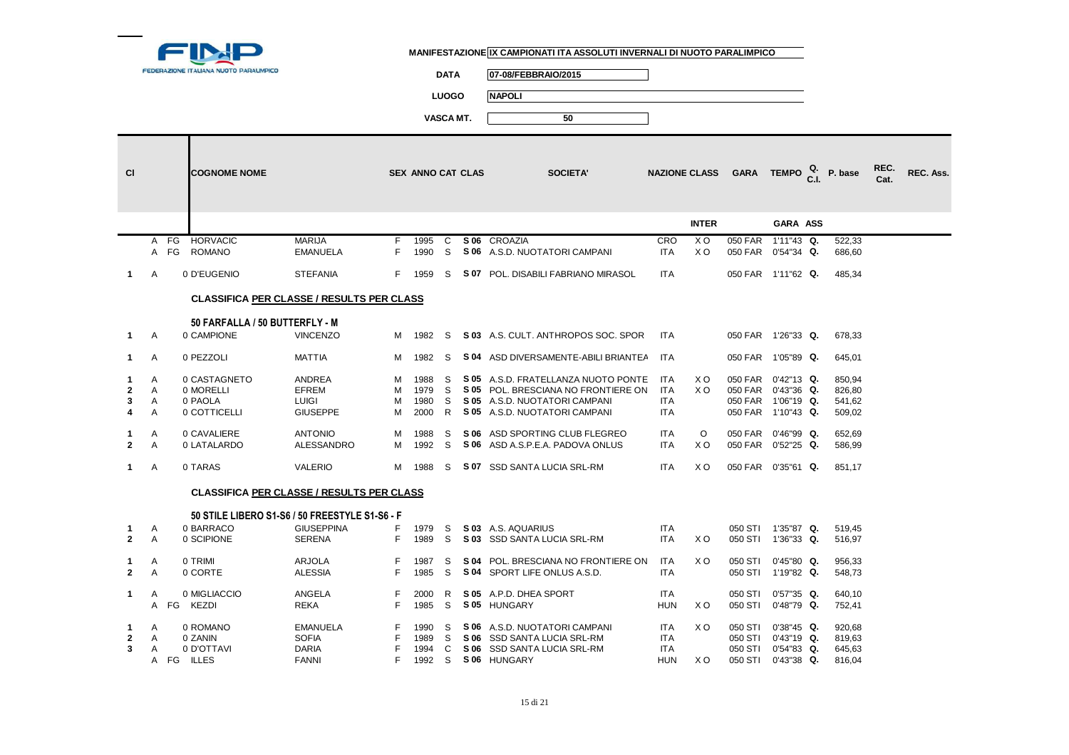FEDERAZIONE ITALIANA NUOTO PARALIMPICO

**MANIFESTAZIONE** IX CAMPIONATI ITA ASSOLUTI INVERNALI DI NUOTO PARALIMPICO

**DATA** 07-08/FEBBRAIO/2015

**LUOGO** NAPOLI

**VASCA MT.** 50

| Cl | | | COGNOME NOME | | SEX | ANNO | CAT | CLAS | SOCIETA' | NAZIONE | CLASS INTER | GARA | TEMPO GARA | Q. C.I. ASS | P. base | REC. Cat. | REC. Ass. |
|---|---|---|---|---|---|---|---|---|---|---|---|---|---|---|---|---|---|
| | A | FG | HORVACIC | MARIJA | F | 1995 | C | S 06 | CROAZIA | CRO | X O | 050 FAR | 1'11"43 | Q. | 522,33 | | |
| | A | FG | ROMANO | EMANUELA | F | 1990 | S | S 06 | A.S.D. NUOTATORI CAMPANI | ITA | X O | 050 FAR | 0'54"34 | Q. | 686,60 | | |
| 1 | A | | 0 D'EUGENIO | STEFANIA | F | 1959 | S | S 07 | POL. DISABILI FABRIANO MIRASOL | ITA | | 050 FAR | 1'11"62 | Q. | 485,34 | | |

**CLASSIFICA PER CLASSE / RESULTS PER CLASS**

**50 FARFALLA / 50 BUTTERFLY - M**

| Cl | | | COGNOME NOME | | SEX | ANNO | CAT | CLAS | SOCIETA' | NAZIONE | CLASS INTER | GARA | TEMPO GARA | Q. C.I. ASS | P. base | REC. Cat. | REC. Ass. |
|---|---|---|---|---|---|---|---|---|---|---|---|---|---|---|---|---|---|
| 1 | A | | 0 CAMPIONE | VINCENZO | M | 1982 | S | S 03 | A.S. CULT. ANTHROPOS SOC. SPOR | ITA | | 050 FAR | 1'26"33 | Q. | 678,33 | | |
| 1 | A | | 0 PEZZOLI | MATTIA | M | 1982 | S | S 04 | ASD DIVERSAMENTE-ABILI BRIANTEA | ITA | | 050 FAR | 1'05"89 | Q. | 645,01 | | |
| 1 | A | | 0 CASTAGNETO | ANDREA | M | 1988 | S | S 05 | A.S.D. FRATELLANZA NUOTO PONTE | ITA | X O | 050 FAR | 0'42"13 | Q. | 850,94 | | |
| 2 | A | | 0 MORELLI | EFREM | M | 1979 | S | S 05 | POL. BRESCIANA NO FRONTIERE ON | ITA | X O | 050 FAR | 0'43"36 | Q. | 826,80 | | |
| 3 | A | | 0 PAOLA | LUIGI | M | 1980 | S | S 05 | A.S.D. NUOTATORI CAMPANI | ITA | | 050 FAR | 1'06"19 | Q. | 541,62 | | |
| 4 | A | | 0 COTTICELLI | GIUSEPPE | M | 2000 | R | S 05 | A.S.D. NUOTATORI CAMPANI | ITA | | 050 FAR | 1'10"43 | Q. | 509,02 | | |
| 1 | A | | 0 CAVALIERE | ANTONIO | M | 1988 | S | S 06 | ASD SPORTING CLUB FLEGREO | ITA | O | 050 FAR | 0'46"99 | Q. | 652,69 | | |
| 2 | A | | 0 LATALARDO | ALESSANDRO | M | 1992 | S | S 06 | ASD A.S.P.E.A. PADOVA ONLUS | ITA | X O | 050 FAR | 0'52"25 | Q. | 586,99 | | |
| 1 | A | | 0 TARAS | VALERIO | M | 1988 | S | S 07 | SSD SANTA LUCIA SRL-RM | ITA | X O | 050 FAR | 0'35"61 | Q. | 851,17 | | |

**CLASSIFICA PER CLASSE / RESULTS PER CLASS**

**50 STILE LIBERO S1-S6 / 50 FREESTYLE S1-S6 - F**

| Cl | | | COGNOME NOME | | SEX | ANNO | CAT | CLAS | SOCIETA' | NAZIONE | CLASS INTER | GARA | TEMPO GARA | Q. C.I. ASS | P. base | REC. Cat. | REC. Ass. |
|---|---|---|---|---|---|---|---|---|---|---|---|---|---|---|---|---|---|
| 1 | A | | 0 BARRACO | GIUSEPPINA | F | 1979 | S | S 03 | A.S. AQUARIUS | ITA | | 050 STI | 1'35"87 | Q. | 519,45 | | |
| 2 | A | | 0 SCIPIONE | SERENA | F | 1989 | S | S 03 | SSD SANTA LUCIA SRL-RM | ITA | X O | 050 STI | 1'36"33 | Q. | 516,97 | | |
| 1 | A | | 0 TRIMI | ARJOLA | F | 1987 | S | S 04 | POL. BRESCIANA NO FRONTIERE ON | ITA | X O | 050 STI | 0'45"80 | Q. | 956,33 | | |
| 2 | A | | 0 CORTE | ALESSIA | F | 1985 | S | S 04 | SPORT LIFE ONLUS A.S.D. | ITA | | 050 STI | 1'19"82 | Q. | 548,73 | | |
| 1 | A | | 0 MIGLIACCIO | ANGELA | F | 2000 | R | S 05 | A.P.D. DHEA SPORT | ITA | | 050 STI | 0'57"35 | Q. | 640,10 | | |
| | A | FG | KEZDI | REKA | F | 1985 | S | S 05 | HUNGARY | HUN | X O | 050 STI | 0'48"79 | Q. | 752,41 | | |
| 1 | A | | 0 ROMANO | EMANUELA | F | 1990 | S | S 06 | A.S.D. NUOTATORI CAMPANI | ITA | X O | 050 STI | 0'38"45 | Q. | 920,68 | | |
| 2 | A | | 0 ZANIN | SOFIA | F | 1989 | S | S 06 | SSD SANTA LUCIA SRL-RM | ITA | | 050 STI | 0'43"19 | Q. | 819,63 | | |
| 3 | A | | 0 D'OTTAVI | DARIA | F | 1994 | C | S 06 | SSD SANTA LUCIA SRL-RM | ITA | | 050 STI | 0'54"83 | Q. | 645,63 | | |
| | A | FG | ILLES | FANNI | F | 1992 | S | S 06 | HUNGARY | HUN | X O | 050 STI | 0'43"38 | Q. | 816,04 | | |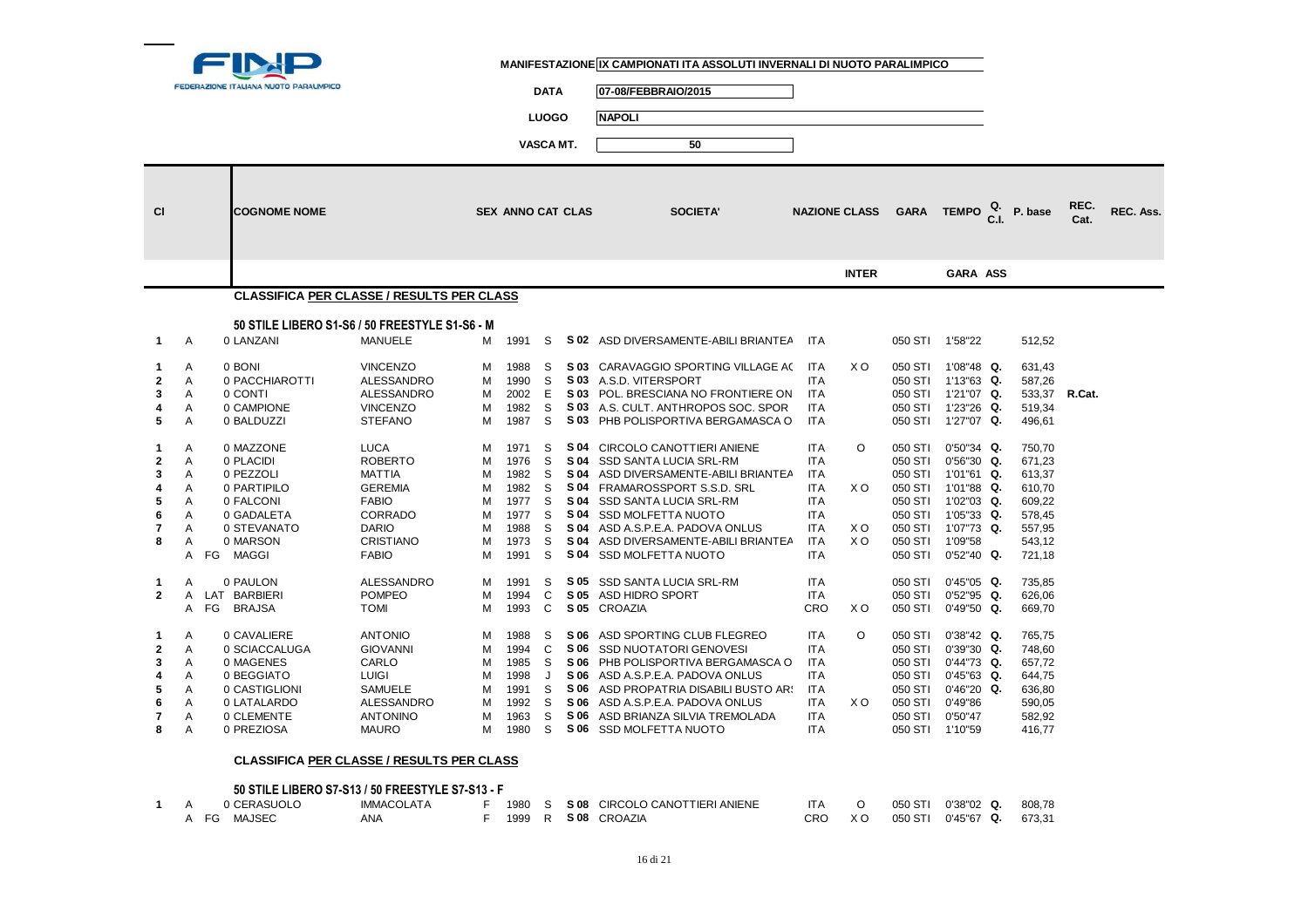FINP
FEDERAZIONE ITALIANA NUOTO PARALIMPICO

**MANIFESTAZIONE** IX CAMPIONATI ITA ASSOLUTI INVERNALI DI NUOTO PARALIMPICO

**DATA** 07-08/FEBBRAIO/2015

**LUOGO** NAPOLI

**VASCA MT.** 50

| Cl | | | COGNOME NOME | | SEX | ANNO | CAT | CLAS | SOCIETA' | NAZIONE | CLASS INTER | GARA | TEMPO GARA | Q. C.I. ASS | P. base | REC. Cat. | REC. Ass. |
|---|---|---|---|---|---|---|---|---|---|---|---|---|---|---|---|---|---|
| | | | **CLASSIFICA PER CLASSE / RESULTS PER CLASS** | | | | | | | | | | | | | | |
| | | | **50 STILE LIBERO S1-S6 / 50 FREESTYLE S1-S6 - M** | | | | | | | | | | | | | | |
| 1 | A | | 0 LANZANI | MANUELE | M | 1991 | S | S 02 | ASD DIVERSAMENTE-ABILI BRIANTEA | ITA | | 050 STI | 1'58"22 | | 512,52 | | |
| 1 | A | | 0 BONI | VINCENZO | M | 1988 | S | S 03 | CARAVAGGIO SPORTING VILLAGE AC | ITA | X O | 050 STI | 1'08"48 | Q. | 631,43 | | |
| 2 | A | | 0 PACCHIAROTTI | ALESSANDRO | M | 1990 | S | S 03 | A.S.D. VITERSPORT | ITA | | 050 STI | 1'13"63 | Q. | 587,26 | | |
| 3 | A | | 0 CONTI | ALESSANDRO | M | 2002 | E | S 03 | POL. BRESCIANA NO FRONTIERE ON | ITA | | 050 STI | 1'21"07 | Q. | 533,37 | R.Cat. | |
| 4 | A | | 0 CAMPIONE | VINCENZO | M | 1982 | S | S 03 | A.S. CULT. ANTHROPOS SOC. SPOR | ITA | | 050 STI | 1'23"26 | Q. | 519,34 | | |
| 5 | A | | 0 BALDUZZI | STEFANO | M | 1987 | S | S 03 | PHB POLISPORTIVA BERGAMASCA O | ITA | | 050 STI | 1'27"07 | Q. | 496,61 | | |
| 1 | A | | 0 MAZZONE | LUCA | M | 1971 | S | S 04 | CIRCOLO CANOTTIERI ANIENE | ITA | O | 050 STI | 0'50"34 | Q. | 750,70 | | |
| 2 | A | | 0 PLACIDI | ROBERTO | M | 1976 | S | S 04 | SSD SANTA LUCIA SRL-RM | ITA | | 050 STI | 0'56"30 | Q. | 671,23 | | |
| 3 | A | | 0 PEZZOLI | MATTIA | M | 1982 | S | S 04 | ASD DIVERSAMENTE-ABILI BRIANTEA | ITA | | 050 STI | 1'01"61 | Q. | 613,37 | | |
| 4 | A | | 0 PARTIPILO | GEREMIA | M | 1982 | S | S 04 | FRAMAROSSPORT S.S.D. SRL | ITA | X O | 050 STI | 1'01"88 | Q. | 610,70 | | |
| 5 | A | | 0 FALCONI | FABIO | M | 1977 | S | S 04 | SSD SANTA LUCIA SRL-RM | ITA | | 050 STI | 1'02"03 | Q. | 609,22 | | |
| 6 | A | | 0 GADALETA | CORRADO | M | 1977 | S | S 04 | SSD MOLFETTA NUOTO | ITA | | 050 STI | 1'05"33 | Q. | 578,45 | | |
| 7 | A | | 0 STEVANATO | DARIO | M | 1988 | S | S 04 | ASD A.S.P.E.A. PADOVA ONLUS | ITA | X O | 050 STI | 1'07"73 | Q. | 557,95 | | |
| 8 | A | | 0 MARSON | CRISTIANO | M | 1973 | S | S 04 | ASD DIVERSAMENTE-ABILI BRIANTEA | ITA | X O | 050 STI | 1'09"58 | | 543,12 | | |
| | A | FG | MAGGI | FABIO | M | 1991 | S | S 04 | SSD MOLFETTA NUOTO | ITA | | 050 STI | 0'52"40 | Q. | 721,18 | | |
| 1 | A | | 0 PAULON | ALESSANDRO | M | 1991 | S | S 05 | SSD SANTA LUCIA SRL-RM | ITA | | 050 STI | 0'45"05 | Q. | 735,85 | | |
| 2 | A | LAT | BARBIERI | POMPEO | M | 1994 | C | S 05 | ASD HIDRO SPORT | ITA | | 050 STI | 0'52"95 | Q. | 626,06 | | |
| | A | FG | BRAJSA | TOMI | M | 1993 | C | S 05 | CROAZIA | CRO | X O | 050 STI | 0'49"50 | Q. | 669,70 | | |
| 1 | A | | 0 CAVALIERE | ANTONIO | M | 1988 | S | S 06 | ASD SPORTING CLUB FLEGREO | ITA | O | 050 STI | 0'38"42 | Q. | 765,75 | | |
| 2 | A | | 0 SCIACCALUGA | GIOVANNI | M | 1994 | C | S 06 | SSD NUOTATORI GENOVESI | ITA | | 050 STI | 0'39"30 | Q. | 748,60 | | |
| 3 | A | | 0 MAGENES | CARLO | M | 1985 | S | S 06 | PHB POLISPORTIVA BERGAMASCA O | ITA | | 050 STI | 0'44"73 | Q. | 657,72 | | |
| 4 | A | | 0 BEGGIATO | LUIGI | M | 1998 | J | S 06 | ASD A.S.P.E.A. PADOVA ONLUS | ITA | | 050 STI | 0'45"63 | Q. | 644,75 | | |
| 5 | A | | 0 CASTIGLIONI | SAMUELE | M | 1991 | S | S 06 | ASD PROPATRIA DISABILI BUSTO AR: | ITA | | 050 STI | 0'46"20 | Q. | 636,80 | | |
| 6 | A | | 0 LATALARDO | ALESSANDRO | M | 1992 | S | S 06 | ASD A.S.P.E.A. PADOVA ONLUS | ITA | X O | 050 STI | 0'49"86 | | 590,05 | | |
| 7 | A | | 0 CLEMENTE | ANTONINO | M | 1963 | S | S 06 | ASD BRIANZA SILVIA TREMOLADA | ITA | | 050 STI | 0'50"47 | | 582,92 | | |
| 8 | A | | 0 PREZIOSA | MAURO | M | 1980 | S | S 06 | SSD MOLFETTA NUOTO | ITA | | 050 STI | 1'10"59 | | 416,77 | | |
| | | | **CLASSIFICA PER CLASSE / RESULTS PER CLASS** | | | | | | | | | | | | | | |
| | | | **50 STILE LIBERO S7-S13 / 50 FREESTYLE S7-S13 - F** | | | | | | | | | | | | | | |
| 1 | A | | 0 CERASUOLO | IMMACOLATA | F | 1980 | S | S 08 | CIRCOLO CANOTTIERI ANIENE | ITA | O | 050 STI | 0'38"02 | Q. | 808,78 | | |
| | A | FG | MAJSEC | ANA | F | 1999 | R | S 08 | CROAZIA | CRO | X O | 050 STI | 0'45"67 | Q. | 673,31 | | |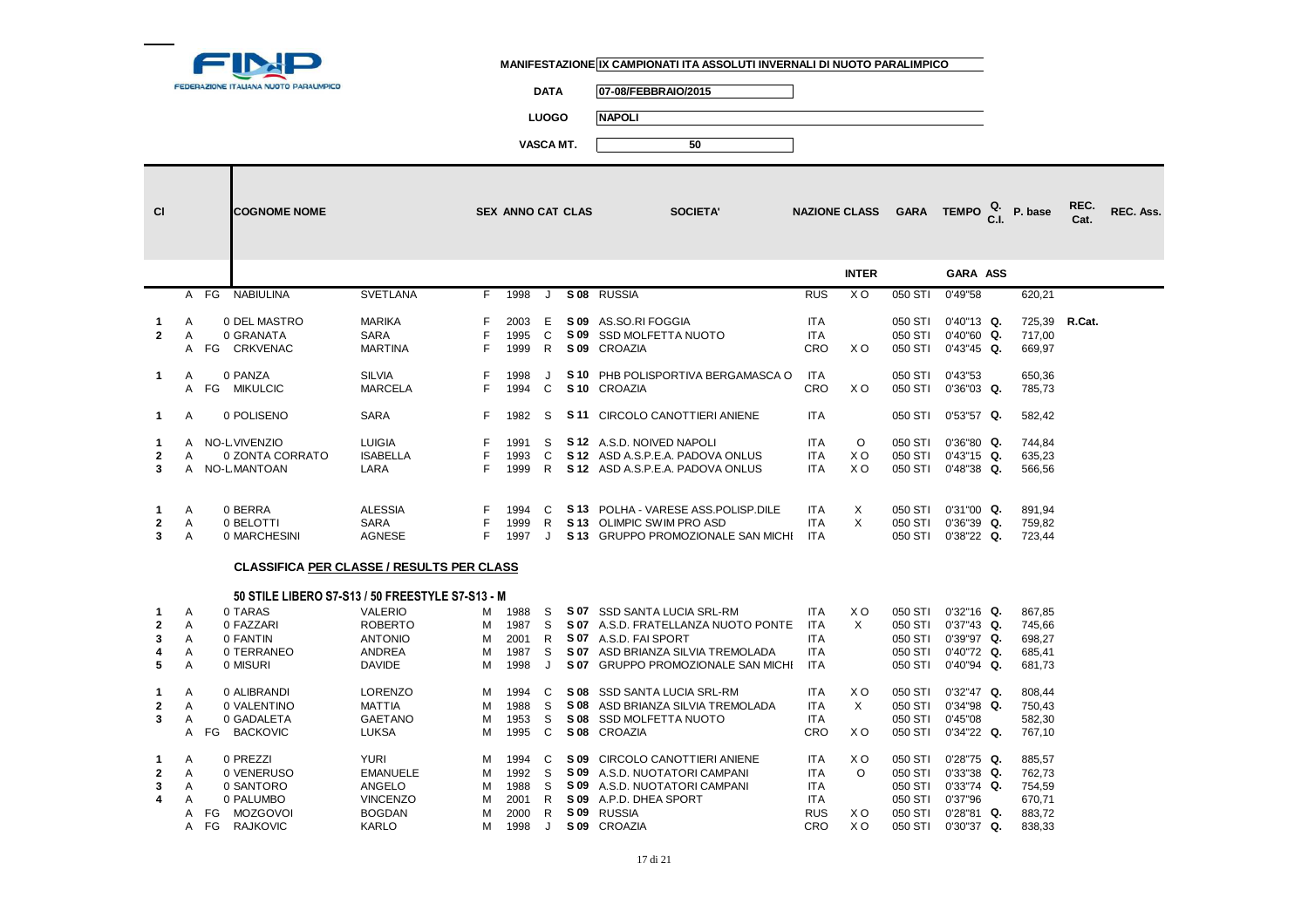FEDERAZIONE ITALIANA NUOTO PARALIMPICO

**MANIFESTAZIONE** IX CAMPIONATI ITA ASSOLUTI INVERNALI DI NUOTO PARALIMPICO

**DATA** 07-08/FEBBRAIO/2015

**LUOGO** NAPOLI

**VASCA MT.** 50

| Cl | | | COGNOME NOME | | SEX | ANNO | CAT | CLAS | SOCIETA' | NAZIONE | CLASS INTER | GARA | TEMPO GARA | Q. C.I. ASS | P. base | REC. Cat. | REC. Ass. |
|---|---|---|---|---|---|---|---|---|---|---|---|---|---|---|---|---|---|
| | A | FG | NABIULINA | SVETLANA | F | 1998 | J | S 08 | RUSSIA | RUS | X O | 050 STI | 0'49"58 | | 620,21 | | |
| 1 | A | | 0 DEL MASTRO | MARIKA | F | 2003 | E | S 09 | AS.SO.RI FOGGIA | ITA | | 050 STI | 0'40"13 | Q. | 725,39 | R.Cat. | |
| 2 | A | | 0 GRANATA | SARA | F | 1995 | C | S 09 | SSD MOLFETTA NUOTO | ITA | | 050 STI | 0'40"60 | Q. | 717,00 | | |
| | A | FG | CRKVENAC | MARTINA | F | 1999 | R | S 09 | CROAZIA | CRO | X O | 050 STI | 0'43"45 | Q. | 669,97 | | |
| 1 | A | | 0 PANZA | SILVIA | F | 1998 | J | S 10 | PHB POLISPORTIVA BERGAMASCA O | ITA | | 050 STI | 0'43"53 | | 650,36 | | |
| | A | FG | MIKULCIC | MARCELA | F | 1994 | C | S 10 | CROAZIA | CRO | X O | 050 STI | 0'36"03 | Q. | 785,73 | | |
| 1 | A | | 0 POLISENO | SARA | F | 1982 | S | S 11 | CIRCOLO CANOTTIERI ANIENE | ITA | | 050 STI | 0'53"57 | Q. | 582,42 | | |
| 1 | A | | NO-L.VIVENZIO | LUIGIA | F | 1991 | S | S 12 | A.S.D. NOIVED NAPOLI | ITA | O | 050 STI | 0'36"80 | Q. | 744,84 | | |
| 2 | A | | 0 ZONTA CORRATO | ISABELLA | F | 1993 | C | S 12 | ASD A.S.P.E.A. PADOVA ONLUS | ITA | X O | 050 STI | 0'43"15 | Q. | 635,23 | | |
| 3 | A | | NO-L.MANTOAN | LARA | F | 1999 | R | S 12 | ASD A.S.P.E.A. PADOVA ONLUS | ITA | X O | 050 STI | 0'48"38 | Q. | 566,56 | | |
| 1 | A | | 0 BERRA | ALESSIA | F | 1994 | C | S 13 | POLHA - VARESE ASS.POLISP.DILE | ITA | X | 050 STI | 0'31"00 | Q. | 891,94 | | |
| 2 | A | | 0 BELOTTI | SARA | F | 1999 | R | S 13 | OLIMPIC SWIM PRO ASD | ITA | X | 050 STI | 0'36"39 | Q. | 759,82 | | |
| 3 | A | | 0 MARCHESINI | AGNESE | F | 1997 | J | S 13 | GRUPPO PROMOZIONALE SAN MICHI | ITA | | 050 STI | 0'38"22 | Q. | 723,44 | | |

**CLASSIFICA PER CLASSE / RESULTS PER CLASS**

**50 STILE LIBERO S7-S13 / 50 FREESTYLE S7-S13 - M**

| Cl | | | COGNOME NOME | | SEX | ANNO | CAT | CLAS | SOCIETA' | NAZIONE | CLASS INTER | GARA | TEMPO GARA | Q. C.I. ASS | P. base | REC. Cat. | REC. Ass. |
|---|---|---|---|---|---|---|---|---|---|---|---|---|---|---|---|---|---|
| 1 | A | | 0 TARAS | VALERIO | M | 1988 | S | S 07 | SSD SANTA LUCIA SRL-RM | ITA | X O | 050 STI | 0'32"16 | Q. | 867,85 | | |
| 2 | A | | 0 FAZZARI | ROBERTO | M | 1987 | S | S 07 | A.S.D. FRATELLANZA NUOTO PONTE | ITA | X | 050 STI | 0'37"43 | Q. | 745,66 | | |
| 3 | A | | 0 FANTIN | ANTONIO | M | 2001 | R | S 07 | A.S.D. FAI SPORT | ITA | | 050 STI | 0'39"97 | Q. | 698,27 | | |
| 4 | A | | 0 TERRANEO | ANDREA | M | 1987 | S | S 07 | ASD BRIANZA SILVIA TREMOLADA | ITA | | 050 STI | 0'40"72 | Q. | 685,41 | | |
| 5 | A | | 0 MISURI | DAVIDE | M | 1998 | J | S 07 | GRUPPO PROMOZIONALE SAN MICHI | ITA | | 050 STI | 0'40"94 | Q. | 681,73 | | |
| 1 | A | | 0 ALIBRANDI | LORENZO | M | 1994 | C | S 08 | SSD SANTA LUCIA SRL-RM | ITA | X O | 050 STI | 0'32"47 | Q. | 808,44 | | |
| 2 | A | | 0 VALENTINO | MATTIA | M | 1988 | S | S 08 | ASD BRIANZA SILVIA TREMOLADA | ITA | X | 050 STI | 0'34"98 | Q. | 750,43 | | |
| 3 | A | | 0 GADALETA | GAETANO | M | 1953 | S | S 08 | SSD MOLFETTA NUOTO | ITA | | 050 STI | 0'45"08 | | 582,30 | | |
| | A | FG | BACKOVIC | LUKSA | M | 1995 | C | S 08 | CROAZIA | CRO | X O | 050 STI | 0'34"22 | Q. | 767,10 | | |
| 1 | A | | 0 PREZZI | YURI | M | 1994 | C | S 09 | CIRCOLO CANOTTIERI ANIENE | ITA | X O | 050 STI | 0'28"75 | Q. | 885,57 | | |
| 2 | A | | 0 VENERUSO | EMANUELE | M | 1992 | S | S 09 | A.S.D. NUOTATORI CAMPANI | ITA | O | 050 STI | 0'33"38 | Q. | 762,73 | | |
| 3 | A | | 0 SANTORO | ANGELO | M | 1988 | S | S 09 | A.S.D. NUOTATORI CAMPANI | ITA | | 050 STI | 0'33"74 | Q. | 754,59 | | |
| 4 | A | | 0 PALUMBO | VINCENZO | M | 2001 | R | S 09 | A.P.D. DHEA SPORT | ITA | | 050 STI | 0'37"96 | | 670,71 | | |
| | A | FG | MOZGOVOI | BOGDAN | M | 2000 | R | S 09 | RUSSIA | RUS | X O | 050 STI | 0'28"81 | Q. | 883,72 | | |
| | A | FG | RAJKOVIC | KARLO | M | 1998 | J | S 09 | CROAZIA | CRO | X O | 050 STI | 0'30"37 | Q. | 838,33 | | |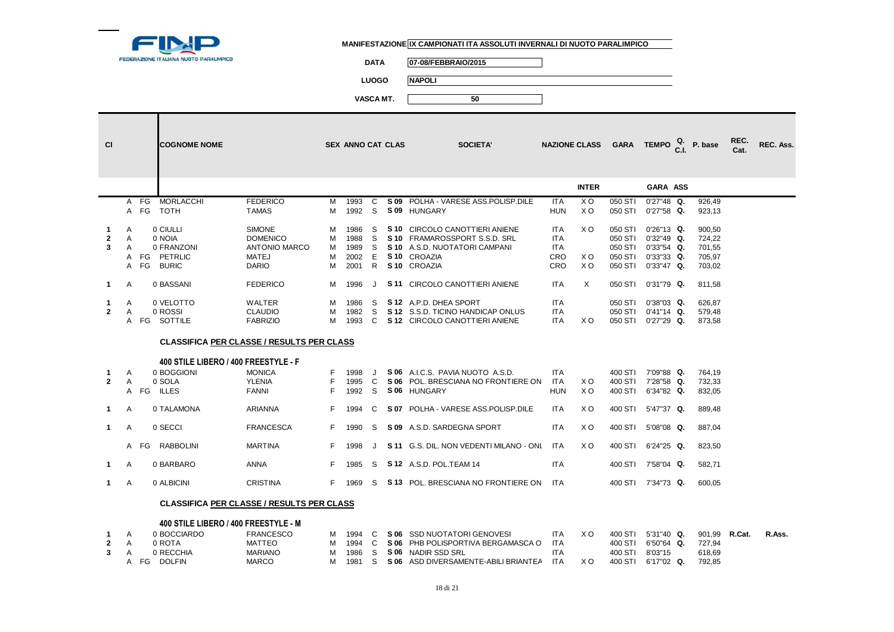FEDERAZIONE ITALIANA NUOTO PARALIMPICO

**MANIFESTAZIONE** IX CAMPIONATI ITA ASSOLUTI INVERNALI DI NUOTO PARALIMPICO

**DATA** 07-08/FEBBRAIO/2015

**LUOGO** NAPOLI

**VASCA MT.** 50

| Cl | | | COGNOME NOME | | SEX | ANNO | CAT | CLAS | SOCIETA' | NAZIONE | CLASS INTER | GARA | TEMPO GARA | Q. C.I. ASS | P. base | REC. Cat. | REC. Ass. |
|---|---|---|---|---|---|---|---|---|---|---|---|---|---|---|---|---|---|
| | A | FG | MORLACCHI | FEDERICO | M | 1993 | C | S 09 | POLHA - VARESE ASS.POLISP.DILE | ITA | X O | 050 STI | 0'27"48 | Q. | 926,49 | | |
| | A | FG | TOTH | TAMAS | M | 1992 | S | S 09 | HUNGARY | HUN | X O | 050 STI | 0'27"58 | Q. | 923,13 | | |
| 1 | A | | 0 CIULLI | SIMONE | M | 1986 | S | S 10 | CIRCOLO CANOTTIERI ANIENE | ITA | X O | 050 STI | 0'26"13 | Q. | 900,50 | | |
| 2 | A | | 0 NOIA | DOMENICO | M | 1988 | S | S 10 | FRAMAROSSPORT S.S.D. SRL | ITA | | 050 STI | 0'32"49 | Q. | 724,22 | | |
| 3 | A | | 0 FRANZONI | ANTONIO MARCO | M | 1989 | S | S 10 | A.S.D. NUOTATORI CAMPANI | ITA | | 050 STI | 0'33"54 | Q. | 701,55 | | |
| | A | FG | PETRLIC | MATEJ | M | 2002 | E | S 10 | CROAZIA | CRO | X O | 050 STI | 0'33"33 | Q. | 705,97 | | |
| | A | FG | BURIC | DARIO | M | 2001 | R | S 10 | CROAZIA | CRO | X O | 050 STI | 0'33"47 | Q. | 703,02 | | |
| 1 | A | | 0 BASSANI | FEDERICO | M | 1996 | J | S 11 | CIRCOLO CANOTTIERI ANIENE | ITA | X | 050 STI | 0'31"79 | Q. | 811,58 | | |
| 1 | A | | 0 VELOTTO | WALTER | M | 1986 | S | S 12 | A.P.D. DHEA SPORT | ITA | | 050 STI | 0'38"03 | Q. | 626,87 | | |
| 2 | A | | 0 ROSSI | CLAUDIO | M | 1982 | S | S 12 | S.S.D. TICINO HANDICAP ONLUS | ITA | | 050 STI | 0'41"14 | Q. | 579,48 | | |
| | A | FG | SOTTILE | FABRIZIO | M | 1993 | C | S 12 | CIRCOLO CANOTTIERI ANIENE | ITA | X O | 050 STI | 0'27"29 | Q. | 873,58 | | |

**CLASSIFICA PER CLASSE / RESULTS PER CLASS**

**400 STILE LIBERO / 400 FREESTYLE - F**

| Cl | | | COGNOME NOME | | SEX | ANNO | CAT | CLAS | SOCIETA' | NAZIONE | CLASS INTER | GARA | TEMPO GARA | Q. C.I. ASS | P. base | REC. Cat. | REC. Ass. |
|---|---|---|---|---|---|---|---|---|---|---|---|---|---|---|---|---|---|
| 1 | A | | 0 BOGGIONI | MONICA | F | 1998 | J | S 06 | A.I.C.S. PAVIA NUOTO A.S.D. | ITA | | 400 STI | 7'09"88 | Q. | 764,19 | | |
| 2 | A | | 0 SOLA | YLENIA | F | 1995 | C | S 06 | POL. BRESCIANA NO FRONTIERE ON | ITA | X O | 400 STI | 7'28"58 | Q. | 732,33 | | |
| | A | FG | ILLES | FANNI | F | 1992 | S | S 06 | HUNGARY | HUN | X O | 400 STI | 6'34"82 | Q. | 832,05 | | |
| 1 | A | | 0 TALAMONA | ARIANNA | F | 1994 | C | S 07 | POLHA - VARESE ASS.POLISP.DILE | ITA | X O | 400 STI | 5'47"37 | Q. | 889,48 | | |
| 1 | A | | 0 SECCI | FRANCESCA | F | 1990 | S | S 09 | A.S.D. SARDEGNA SPORT | ITA | X O | 400 STI | 5'08"08 | Q. | 887,04 | | |
| | A | FG | RABBOLINI | MARTINA | F | 1998 | J | S 11 | G.S. DIL. NON VEDENTI MILANO - ONL | ITA | X O | 400 STI | 6'24"25 | Q. | 823,50 | | |
| 1 | A | | 0 BARBARO | ANNA | F | 1985 | S | S 12 | A.S.D. POL.TEAM 14 | ITA | | 400 STI | 7'58"04 | Q. | 582,71 | | |
| 1 | A | | 0 ALBICINI | CRISTINA | F | 1969 | S | S 13 | POL. BRESCIANA NO FRONTIERE ON | ITA | | 400 STI | 7'34"73 | Q. | 600,05 | | |

**CLASSIFICA PER CLASSE / RESULTS PER CLASS**

**400 STILE LIBERO / 400 FREESTYLE - M**

| Cl | | | COGNOME NOME | | SEX | ANNO | CAT | CLAS | SOCIETA' | NAZIONE | CLASS INTER | GARA | TEMPO GARA | Q. C.I. ASS | P. base | REC. Cat. | REC. Ass. |
|---|---|---|---|---|---|---|---|---|---|---|---|---|---|---|---|---|---|
| 1 | A | | 0 BOCCIARDO | FRANCESCO | M | 1994 | C | S 06 | SSD NUOTATORI GENOVESI | ITA | X O | 400 STI | 5'31"40 | Q. | 901,99 | R.Cat. | R.Ass. |
| 2 | A | | 0 ROTA | MATTEO | M | 1994 | C | S 06 | PHB POLISPORTIVA BERGAMASCA O | ITA | | 400 STI | 6'50"64 | Q. | 727,94 | | |
| 3 | A | | 0 RECCHIA | MARIANO | M | 1986 | S | S 06 | NADIR SSD SRL | ITA | | 400 STI | 8'03"15 | | 618,69 | | |
| | A | FG | DOLFIN | MARCO | M | 1981 | S | S 06 | ASD DIVERSAMENTE-ABILI BRIANTEA | ITA | X O | 400 STI | 6'17"02 | Q. | 792,85 | | |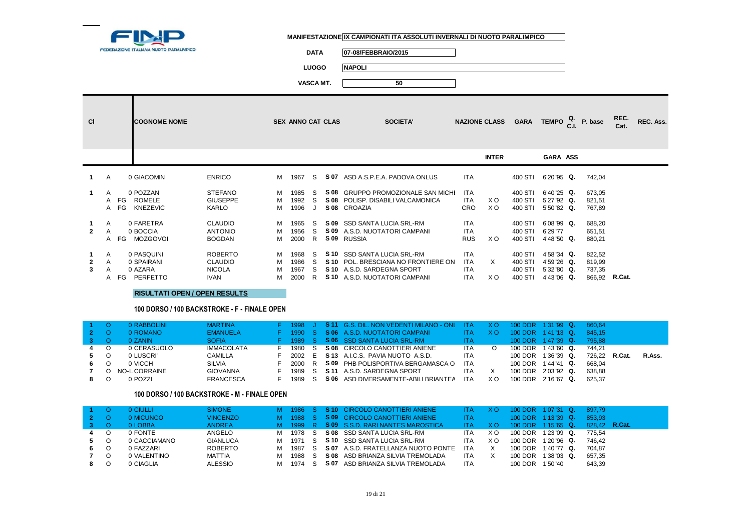FINP FEDERAZIONE ITALIANA NUOTO PARALIMPICO

**MANIFESTAZIONE** IX CAMPIONATI ITA ASSOLUTI INVERNALI DI NUOTO PARALIMPICO

**DATA** 07-08/FEBBRAIO/2015

**LUOGO** NAPOLI

**VASCA MT.** 50

| Cl | | | COGNOME NOME | | SEX | ANNO | CAT | CLAS | SOCIETA' | NAZIONE | CLASS INTER | GARA | TEMPO GARA | Q. C.I. ASS | P. base | REC. Cat. | REC. Ass. |
|---|---|---|---|---|---|---|---|---|---|---|---|---|---|---|---|---|---|
| 1 | A | | 0 GIACOMIN | ENRICO | M | 1967 | S | S 07 | ASD A.S.P.E.A. PADOVA ONLUS | ITA | | 400 STI | 6'20"95 | Q. | 742,04 | | |
| 1 | A | | 0 POZZAN | STEFANO | M | 1985 | S | S 08 | GRUPPO PROMOZIONALE SAN MICHI | ITA | | 400 STI | 6'40"25 | Q. | 673,05 | | |
| | A | FG | ROMELE | GIUSEPPE | M | 1992 | S | S 08 | POLISP. DISABILI VALCAMONICA | ITA | X O | 400 STI | 5'27"92 | Q. | 821,51 | | |
| | A | FG | KNEZEVIC | KARLO | M | 1996 | J | S 08 | CROAZIA | CRO | X O | 400 STI | 5'50"82 | Q. | 767,89 | | |
| 1 | A | | 0 FARETRA | CLAUDIO | M | 1965 | S | S 09 | SSD SANTA LUCIA SRL-RM | ITA | | 400 STI | 6'08"99 | Q. | 688,20 | | |
| 2 | A | | 0 BOCCIA | ANTONIO | M | 1956 | S | S 09 | A.S.D. NUOTATORI CAMPANI | ITA | | 400 STI | 6'29"77 | | 651,51 | | |
| | A | FG | MOZGOVOI | BOGDAN | M | 2000 | R | S 09 | RUSSIA | RUS | X O | 400 STI | 4'48"50 | Q. | 880,21 | | |
| 1 | A | | 0 PASQUINI | ROBERTO | M | 1968 | S | S 10 | SSD SANTA LUCIA SRL-RM | ITA | | 400 STI | 4'58"34 | Q. | 822,52 | | |
| 2 | A | | 0 SPAIRANI | CLAUDIO | M | 1986 | S | S 10 | POL. BRESCIANA NO FRONTIERE ON | ITA | X | 400 STI | 4'59"26 | Q. | 819,99 | | |
| 3 | A | | 0 AZARA | NICOLA | M | 1967 | S | S 10 | A.S.D. SARDEGNA SPORT | ITA | | 400 STI | 5'32"80 | Q. | 737,35 | | |
| | A | FG | PERFETTO | IVAN | M | 2000 | R | S 10 | A.S.D. NUOTATORI CAMPANI | ITA | X O | 400 STI | 4'43"06 | Q. | 866,92 | R.Cat. | |

**RISULTATI OPEN / OPEN RESULTS**

### 100 DORSO / 100 BACKSTROKE - F - FINALE OPEN

| Cl | | COGNOME NOME | | SEX | ANNO | CAT | CLAS | SOCIETA' | NAZIONE | CLASS INTER | GARA | TEMPO GARA | Q. | P. base | REC. Cat. | REC. Ass. |
|---|---|---|---|---|---|---|---|---|---|---|---|---|---|---|---|---|
| 1 | O | 0 RABBOLINI | MARTINA | F | 1998 | J | S 11 | G.S. DIL. NON VEDENTI MILANO - ONL | ITA | X O | 100 DOR | 1'31"99 | Q. | 860,64 | | |
| 2 | O | 0 ROMANO | EMANUELA | F | 1990 | S | S 06 | A.S.D. NUOTATORI CAMPANI | ITA | X O | 100 DOR | 1'41"13 | Q. | 845,15 | | |
| 3 | O | 0 ZANIN | SOFIA | F | 1989 | S | S 06 | SSD SANTA LUCIA SRL-RM | ITA | | 100 DOR | 1'47"39 | Q. | 795,88 | | |
| 4 | O | 0 CERASUOLO | IMMACOLATA | F | 1980 | S | S 08 | CIRCOLO CANOTTIERI ANIENE | ITA | O | 100 DOR | 1'43"60 | Q. | 744,21 | | |
| 5 | O | 0 LUSCRI' | CAMILLA | F | 2002 | E | S 13 | A.I.C.S. PAVIA NUOTO A.S.D. | ITA | | 100 DOR | 1'36"39 | Q. | 726,22 | R.Cat. | R.Ass. |
| 6 | O | 0 VICCH | SILVIA | F | 2000 | R | S 09 | PHB POLISPORTIVA BERGAMASCA O | ITA | | 100 DOR | 1'44"41 | Q. | 668,04 | | |
| 7 | O | NO-L.CORRAINE | GIOVANNA | F | 1989 | S | S 11 | A.S.D. SARDEGNA SPORT | ITA | X | 100 DOR | 2'03"92 | Q. | 638,88 | | |
| 8 | O | 0 POZZI | FRANCESCA | F | 1989 | S | S 06 | ASD DIVERSAMENTE-ABILI BRIANTEA | ITA | X O | 100 DOR | 2'16"67 | Q. | 625,37 | | |

### 100 DORSO / 100 BACKSTROKE - M - FINALE OPEN

| Cl | | COGNOME NOME | | SEX | ANNO | CAT | CLAS | SOCIETA' | NAZIONE | CLASS INTER | GARA | TEMPO GARA | Q. | P. base | REC. Cat. | REC. Ass. |
|---|---|---|---|---|---|---|---|---|---|---|---|---|---|---|---|---|
| 1 | O | 0 CIULLI | SIMONE | M | 1986 | S | S 10 | CIRCOLO CANOTTIERI ANIENE | ITA | X O | 100 DOR | 1'07"31 | Q. | 897,79 | | |
| 2 | O | 0 MICUNCO | VINCENZO | M | 1988 | S | S 09 | CIRCOLO CANOTTIERI ANIENE | ITA | | 100 DOR | 1'13"39 | Q. | 853,93 | | |
| 3 | O | 0 LOBBA | ANDREA | M | 1999 | R | S 09 | S.S.D. RARI NANTES MAROSTICA | ITA | X O | 100 DOR | 1'15"65 | Q. | 828,42 | R.Cat. | |
| 4 | O | 0 FONTE | ANGELO | M | 1978 | S | S 08 | SSD SANTA LUCIA SRL-RM | ITA | X O | 100 DOR | 1'23"09 | Q. | 775,54 | | |
| 5 | O | 0 CACCIAMANO | GIANLUCA | M | 1971 | S | S 10 | SSD SANTA LUCIA SRL-RM | ITA | X O | 100 DOR | 1'20"96 | Q. | 746,42 | | |
| 6 | O | 0 FAZZARI | ROBERTO | M | 1987 | S | S 07 | A.S.D. FRATELLANZA NUOTO PONTE | ITA | X | 100 DOR | 1'40"77 | Q. | 704,87 | | |
| 7 | O | 0 VALENTINO | MATTIA | M | 1988 | S | S 08 | ASD BRIANZA SILVIA TREMOLADA | ITA | X | 100 DOR | 1'38"03 | Q. | 657,35 | | |
| 8 | O | 0 CIAGLIA | ALESSIO | M | 1974 | S | S 07 | ASD BRIANZA SILVIA TREMOLADA | ITA | | 100 DOR | 1'50"40 | | 643,39 | | |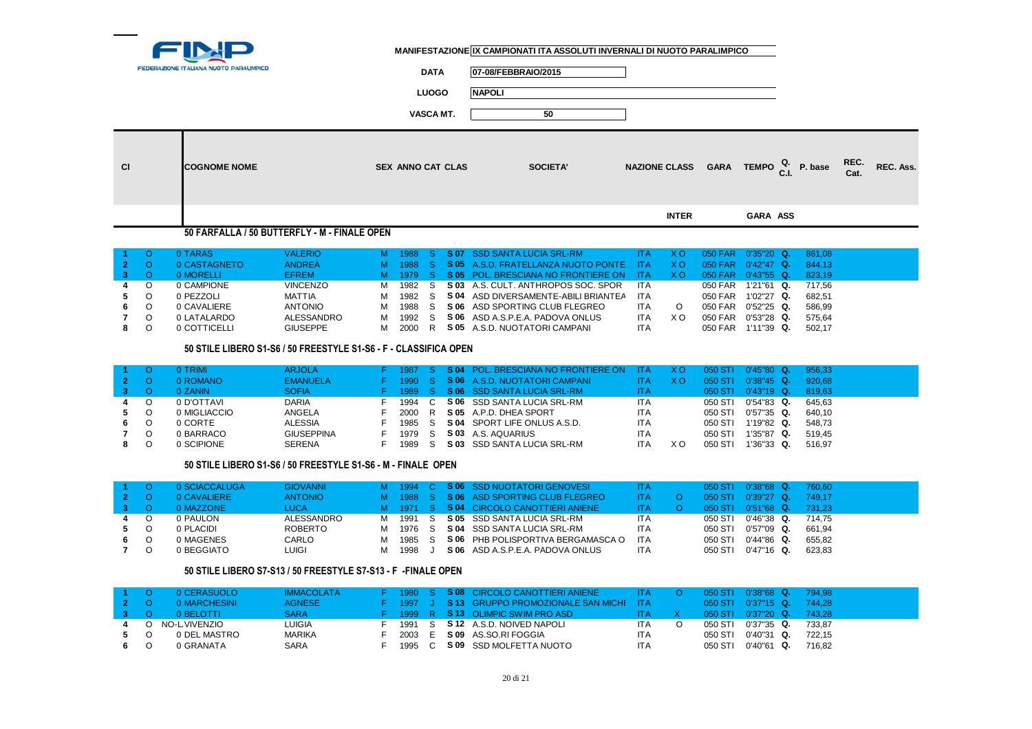FEDERAZIONE ITALIANA NUOTO PARALIMPICO

**MANIFESTAZIONE** IX CAMPIONATI ITA ASSOLUTI INVERNALI DI NUOTO PARALIMPICO

**DATA** 07-08/FEBBRAIO/2015

**LUOGO** NAPOLI

**VASCA MT.** 50

| Cl | | COGNOME NOME | | SEX | ANNO | CAT | CLAS | SOCIETA' | NAZIONE | CLASS INTER | GARA | TEMPO GARA | Q. C.I. ASS | P. base | REC. Cat. | REC. Ass. |
|---|---|---|---|---|---|---|---|---|---|---|---|---|---|---|---|---|

### 50 FARFALLA / 50 BUTTERFLY - M - FINALE OPEN

| Cl | | COGNOME | NOME | SEX | ANNO | CAT | CLAS | SOCIETA' | NAZIONE | CLASS INTER | GARA | TEMPO | Q. | P. base | REC. Cat. | REC. Ass. |
|---|---|---|---|---|---|---|---|---|---|---|---|---|---|---|---|---|
| 1 | O | 0 TARAS | VALERIO | M | 1988 | S | S 07 | SSD SANTA LUCIA SRL-RM | ITA | X O | 050 FAR | 0'35"20 | Q. | 861,08 | | |
| 2 | O | 0 CASTAGNETO | ANDREA | M | 1988 | S | S 05 | A.S.D. FRATELLANZA NUOTO PONTE | ITA | X O | 050 FAR | 0'42"47 | Q. | 844,13 | | |
| 3 | O | 0 MORELLI | EFREM | M | 1979 | S | S 05 | POL. BRESCIANA NO FRONTIERE ON | ITA | X O | 050 FAR | 0'43"55 | Q. | 823,19 | | |
| 4 | O | 0 CAMPIONE | VINCENZO | M | 1982 | S | S 03 | A.S. CULT. ANTHROPOS SOC. SPOR | ITA | | 050 FAR | 1'21"61 | Q. | 717,56 | | |
| 5 | O | 0 PEZZOLI | MATTIA | M | 1982 | S | S 04 | ASD DIVERSAMENTE-ABILI BRIANTEA | ITA | | 050 FAR | 1'02"27 | Q. | 682,51 | | |
| 6 | O | 0 CAVALIERE | ANTONIO | M | 1988 | S | S 06 | ASD SPORTING CLUB FLEGREO | ITA | O | 050 FAR | 0'52"25 | Q. | 586,99 | | |
| 7 | O | 0 LATALARDO | ALESSANDRO | M | 1992 | S | S 06 | ASD A.S.P.E.A. PADOVA ONLUS | ITA | X O | 050 FAR | 0'53"28 | Q. | 575,64 | | |
| 8 | O | 0 COTTICELLI | GIUSEPPE | M | 2000 | R | S 05 | A.S.D. NUOTATORI CAMPANI | ITA | | 050 FAR | 1'11"39 | Q. | 502,17 | | |

### 50 STILE LIBERO S1-S6 / 50 FREESTYLE S1-S6 - F - CLASSIFICA OPEN

| Cl | | COGNOME | NOME | SEX | ANNO | CAT | CLAS | SOCIETA' | NAZIONE | CLASS INTER | GARA | TEMPO | Q. | P. base | REC. Cat. | REC. Ass. |
|---|---|---|---|---|---|---|---|---|---|---|---|---|---|---|---|---|
| 1 | O | 0 TRIMI | ARJOLA | F | 1987 | S | S 04 | POL. BRESCIANA NO FRONTIERE ON | ITA | X O | 050 STI | 0'45"80 | Q. | 956,33 | | |
| 2 | O | 0 ROMANO | EMANUELA | F | 1990 | S | S 06 | A.S.D. NUOTATORI CAMPANI | ITA | X O | 050 STI | 0'38"45 | Q. | 920,68 | | |
| 3 | O | 0 ZANIN | SOFIA | F | 1989 | S | S 06 | SSD SANTA LUCIA SRL-RM | ITA | | 050 STI | 0'43"19 | Q. | 819,63 | | |
| 4 | O | 0 D'OTTAVI | DARIA | F | 1994 | C | S 06 | SSD SANTA LUCIA SRL-RM | ITA | | 050 STI | 0'54"83 | Q. | 645,63 | | |
| 5 | O | 0 MIGLIACCIO | ANGELA | F | 2000 | R | S 05 | A.P.D. DHEA SPORT | ITA | | 050 STI | 0'57"35 | Q. | 640,10 | | |
| 6 | O | 0 CORTE | ALESSIA | F | 1985 | S | S 04 | SPORT LIFE ONLUS A.S.D. | ITA | | 050 STI | 1'19"82 | Q. | 548,73 | | |
| 7 | O | 0 BARRACO | GIUSEPPINA | F | 1979 | S | S 03 | A.S. AQUARIUS | ITA | | 050 STI | 1'35"87 | Q. | 519,45 | | |
| 8 | O | 0 SCIPIONE | SERENA | F | 1989 | S | S 03 | SSD SANTA LUCIA SRL-RM | ITA | X O | 050 STI | 1'36"33 | Q. | 516,97 | | |

### 50 STILE LIBERO S1-S6 / 50 FREESTYLE S1-S6 - M - FINALE OPEN

| Cl | | COGNOME | NOME | SEX | ANNO | CAT | CLAS | SOCIETA' | NAZIONE | CLASS INTER | GARA | TEMPO | Q. | P. base | REC. Cat. | REC. Ass. |
|---|---|---|---|---|---|---|---|---|---|---|---|---|---|---|---|---|
| 1 | O | 0 SCIACCALUGA | GIOVANNI | M | 1994 | C | S 06 | SSD NUOTATORI GENOVESI | ITA | | 050 STI | 0'38"68 | Q. | 760,60 | | |
| 2 | O | 0 CAVALIERE | ANTONIO | M | 1988 | S | S 06 | ASD SPORTING CLUB FLEGREO | ITA | O | 050 STI | 0'39"27 | Q. | 749,17 | | |
| 3 | O | 0 MAZZONE | LUCA | M | 1971 | S | S 04 | CIRCOLO CANOTTIERI ANIENE | ITA | O | 050 STI | 0'51"68 | Q. | 731,23 | | |
| 4 | O | 0 PAULON | ALESSANDRO | M | 1991 | S | S 05 | SSD SANTA LUCIA SRL-RM | ITA | | 050 STI | 0'46"38 | Q. | 714,75 | | |
| 5 | O | 0 PLACIDI | ROBERTO | M | 1976 | S | S 04 | SSD SANTA LUCIA SRL-RM | ITA | | 050 STI | 0'57"09 | Q. | 661,94 | | |
| 6 | O | 0 MAGENES | CARLO | M | 1985 | S | S 06 | PHB POLISPORTIVA BERGAMASCA O | ITA | | 050 STI | 0'44"86 | Q. | 655,82 | | |
| 7 | O | 0 BEGGIATO | LUIGI | M | 1998 | J | S 06 | ASD A.S.P.E.A. PADOVA ONLUS | ITA | | 050 STI | 0'47"16 | Q. | 623,83 | | |

### 50 STILE LIBERO S7-S13 / 50 FREESTYLE S7-S13 - F -FINALE OPEN

| Cl | | COGNOME | NOME | SEX | ANNO | CAT | CLAS | SOCIETA' | NAZIONE | CLASS INTER | GARA | TEMPO | Q. | P. base | REC. Cat. | REC. Ass. |
|---|---|---|---|---|---|---|---|---|---|---|---|---|---|---|---|---|
| 1 | O | 0 CERASUOLO | IMMACOLATA | F | 1980 | S | S 08 | CIRCOLO CANOTTIERI ANIENE | ITA | O | 050 STI | 0'38"68 | Q. | 794,98 | | |
| 2 | O | 0 MARCHESINI | AGNESE | F | 1997 | J | S 13 | GRUPPO PROMOZIONALE SAN MICHI | ITA | | 050 STI | 0'37"15 | Q. | 744,28 | | |
| 3 | O | 0 BELOTTI | SARA | F | 1999 | R | S 13 | OLIMPIC SWIM PRO ASD | ITA | X | 050 STI | 0'37"20 | Q. | 743,28 | | |
| 4 | O | NO-L.VIVENZIO | LUIGIA | F | 1991 | S | S 12 | A.S.D. NOIVED NAPOLI | ITA | O | 050 STI | 0'37"35 | Q. | 733,87 | | |
| 5 | O | 0 DEL MASTRO | MARIKA | F | 2003 | E | S 09 | AS.SO.RI FOGGIA | ITA | | 050 STI | 0'40"31 | Q. | 722,15 | | |
| 6 | O | 0 GRANATA | SARA | F | 1995 | C | S 09 | SSD MOLFETTA NUOTO | ITA | | 050 STI | 0'40"61 | Q. | 716,82 | | |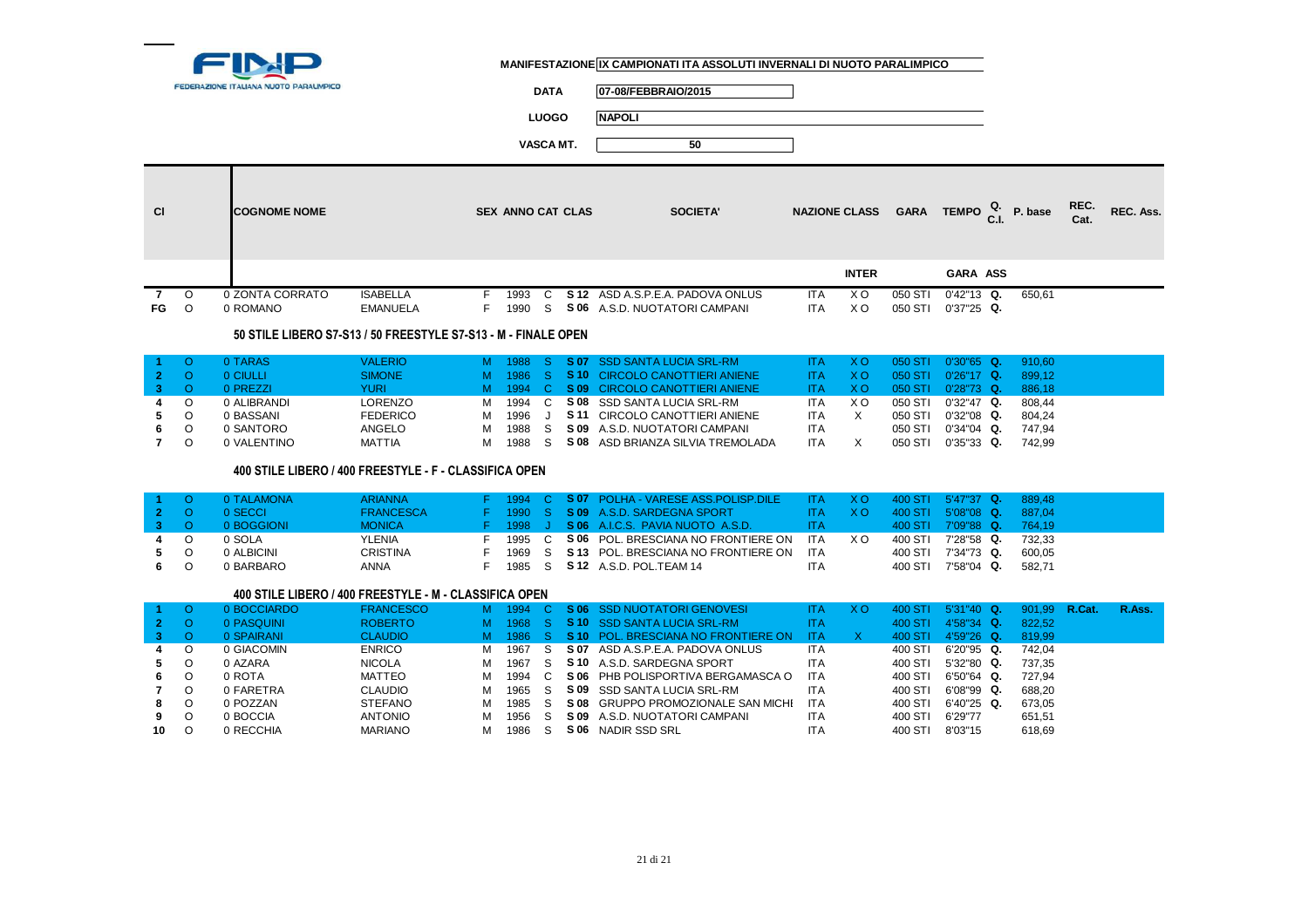FEDERAZIONE ITALIANA NUOTO PARALIMPICO

**MANIFESTAZIONE** IX CAMPIONATI ITA ASSOLUTI INVERNALI DI NUOTO PARALIMPICO

**DATA** 07-08/FEBBRAIO/2015

**LUOGO** NAPOLI

**VASCA MT.** 50

| Cl | | COGNOME NOME | | SEX | ANNO | CAT | CLAS | SOCIETA' | NAZIONE | CLASS INTER | GARA | TEMPO GARA | Q. C.I. ASS | P. base | REC. Cat. | REC. Ass. |
|---|---|---|---|---|---|---|---|---|---|---|---|---|---|---|---|---|
| 7 | O | 0 ZONTA CORRATO | ISABELLA | F | 1993 | C | S 12 | ASD A.S.P.E.A. PADOVA ONLUS | ITA | X O | 050 STI | 0'42"13 | Q. | 650,61 | | |
| FG | O | 0 ROMANO | EMANUELA | F | 1990 | S | S 06 | A.S.D. NUOTATORI CAMPANI | ITA | X O | 050 STI | 0'37"25 | Q. | | | |

### 50 STILE LIBERO S7-S13 / 50 FREESTYLE S7-S13 - M - FINALE OPEN

| Cl | | COGNOME NOME | | SEX | ANNO | CAT | CLAS | SOCIETA' | NAZIONE | CLASS INTER | GARA | TEMPO GARA | Q. C.I. ASS | P. base | REC. Cat. | REC. Ass. |
|---|---|---|---|---|---|---|---|---|---|---|---|---|---|---|---|---|
| 1 | O | 0 TARAS | VALERIO | M | 1988 | S | S 07 | SSD SANTA LUCIA SRL-RM | ITA | X O | 050 STI | 0'30"65 | Q. | 910,60 | | |
| 2 | O | 0 CIULLI | SIMONE | M | 1986 | S | S 10 | CIRCOLO CANOTTIERI ANIENE | ITA | X O | 050 STI | 0'26"17 | Q. | 899,12 | | |
| 3 | O | 0 PREZZI | YURI | M | 1994 | C | S 09 | CIRCOLO CANOTTIERI ANIENE | ITA | X O | 050 STI | 0'28"73 | Q. | 886,18 | | |
| 4 | O | 0 ALIBRANDI | LORENZO | M | 1994 | C | S 08 | SSD SANTA LUCIA SRL-RM | ITA | X O | 050 STI | 0'32"47 | Q. | 808,44 | | |
| 5 | O | 0 BASSANI | FEDERICO | M | 1996 | J | S 11 | CIRCOLO CANOTTIERI ANIENE | ITA | X | 050 STI | 0'32"08 | Q. | 804,24 | | |
| 6 | O | 0 SANTORO | ANGELO | M | 1988 | S | S 09 | A.S.D. NUOTATORI CAMPANI | ITA | | 050 STI | 0'34"04 | Q. | 747,94 | | |
| 7 | O | 0 VALENTINO | MATTIA | M | 1988 | S | S 08 | ASD BRIANZA SILVIA TREMOLADA | ITA | X | 050 STI | 0'35"33 | Q. | 742,99 | | |

### 400 STILE LIBERO / 400 FREESTYLE - F - CLASSIFICA OPEN

| Cl | | COGNOME NOME | | SEX | ANNO | CAT | CLAS | SOCIETA' | NAZIONE | CLASS INTER | GARA | TEMPO GARA | Q. C.I. ASS | P. base | REC. Cat. | REC. Ass. |
|---|---|---|---|---|---|---|---|---|---|---|---|---|---|---|---|---|
| 1 | O | 0 TALAMONA | ARIANNA | F | 1994 | C | S 07 | POLHA - VARESE ASS.POLISP.DILE | ITA | X O | 400 STI | 5'47"37 | Q. | 889,48 | | |
| 2 | O | 0 SECCI | FRANCESCA | F | 1990 | S | S 09 | A.S.D. SARDEGNA SPORT | ITA | X O | 400 STI | 5'08"08 | Q. | 887,04 | | |
| 3 | O | 0 BOGGIONI | MONICA | F | 1998 | J | S 06 | A.I.C.S. PAVIA NUOTO A.S.D. | ITA | | 400 STI | 7'09"88 | Q. | 764,19 | | |
| 4 | O | 0 SOLA | YLENIA | F | 1995 | C | S 06 | POL. BRESCIANA NO FRONTIERE ON | ITA | X O | 400 STI | 7'28"58 | Q. | 732,33 | | |
| 5 | O | 0 ALBICINI | CRISTINA | F | 1969 | S | S 13 | POL. BRESCIANA NO FRONTIERE ON | ITA | | 400 STI | 7'34"73 | Q. | 600,05 | | |
| 6 | O | 0 BARBARO | ANNA | F | 1985 | S | S 12 | A.S.D. POL.TEAM 14 | ITA | | 400 STI | 7'58"04 | Q. | 582,71 | | |

### 400 STILE LIBERO / 400 FREESTYLE - M - CLASSIFICA OPEN

| Cl | | COGNOME NOME | | SEX | ANNO | CAT | CLAS | SOCIETA' | NAZIONE | CLASS INTER | GARA | TEMPO GARA | Q. C.I. ASS | P. base | REC. Cat. | REC. Ass. |
|---|---|---|---|---|---|---|---|---|---|---|---|---|---|---|---|---|
| 1 | O | 0 BOCCIARDO | FRANCESCO | M | 1994 | C | S 06 | SSD NUOTATORI GENOVESI | ITA | X O | 400 STI | 5'31"40 | Q. | 901,99 | R.Cat. | R.Ass. |
| 2 | O | 0 PASQUINI | ROBERTO | M | 1968 | S | S 10 | SSD SANTA LUCIA SRL-RM | ITA | | 400 STI | 4'58"34 | Q. | 822,52 | | |
| 3 | O | 0 SPAIRANI | CLAUDIO | M | 1986 | S | S 10 | POL. BRESCIANA NO FRONTIERE ON | ITA | X | 400 STI | 4'59"26 | Q. | 819,99 | | |
| 4 | O | 0 GIACOMIN | ENRICO | M | 1967 | S | S 07 | ASD A.S.P.E.A. PADOVA ONLUS | ITA | | 400 STI | 6'20"95 | Q. | 742,04 | | |
| 5 | O | 0 AZARA | NICOLA | M | 1967 | S | S 10 | A.S.D. SARDEGNA SPORT | ITA | | 400 STI | 5'32"80 | Q. | 737,35 | | |
| 6 | O | 0 ROTA | MATTEO | M | 1994 | C | S 06 | PHB POLISPORTIVA BERGAMASCA O | ITA | | 400 STI | 6'50"64 | Q. | 727,94 | | |
| 7 | O | 0 FARETRA | CLAUDIO | M | 1965 | S | S 09 | SSD SANTA LUCIA SRL-RM | ITA | | 400 STI | 6'08"99 | Q. | 688,20 | | |
| 8 | O | 0 POZZAN | STEFANO | M | 1985 | S | S 08 | GRUPPO PROMOZIONALE SAN MICHI | ITA | | 400 STI | 6'40"25 | Q. | 673,05 | | |
| 9 | O | 0 BOCCIA | ANTONIO | M | 1956 | S | S 09 | A.S.D. NUOTATORI CAMPANI | ITA | | 400 STI | 6'29"77 | | 651,51 | | |
| 10 | O | 0 RECCHIA | MARIANO | M | 1986 | S | S 06 | NADIR SSD SRL | ITA | | 400 STI | 8'03"15 | | 618,69 | | |